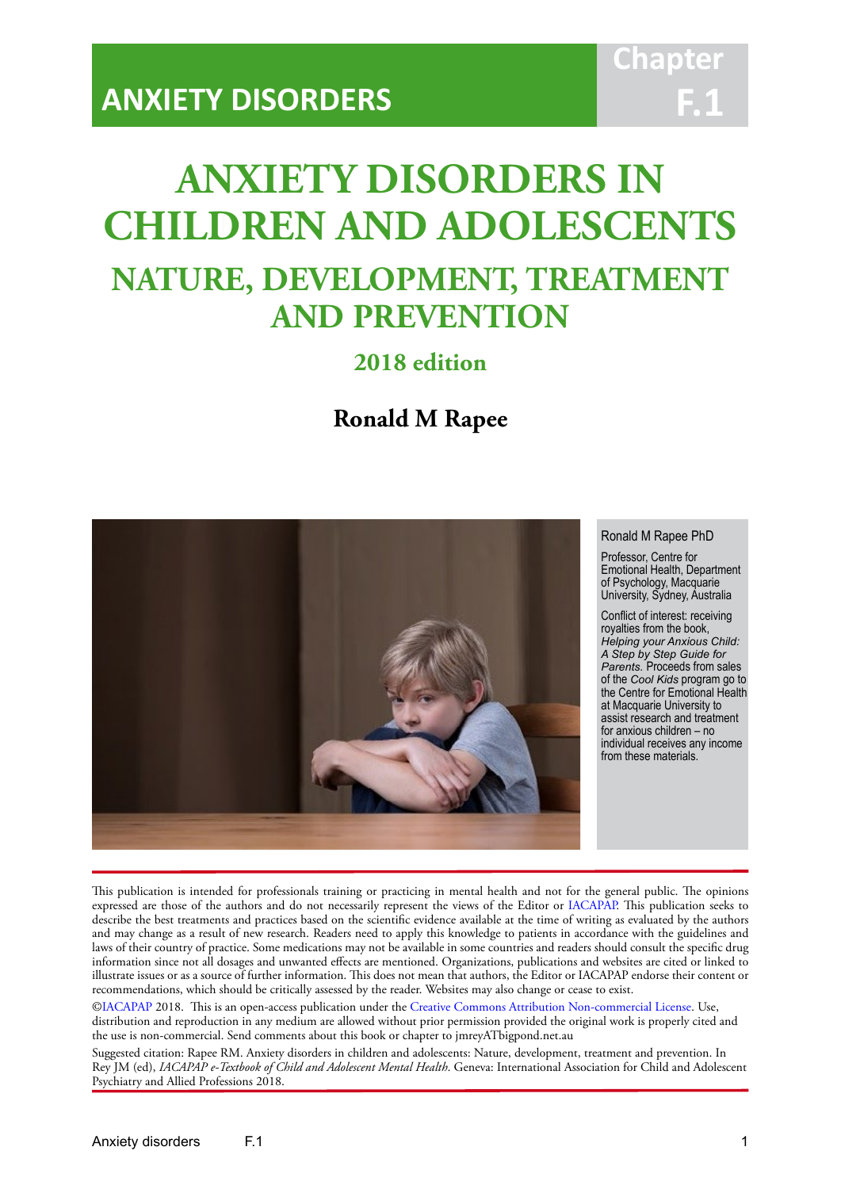# ANXIETY DISORDERS

Chapter F.1

# ANXIETY DISORDERS IN CHILDREN AND ADOLESCENTS

## NATURE, DEVELOPMENT, TREATMENT AND PREVENTION

### 2018 edition

**Ronald M Rapee**

Ronald M Rapee PhD

Professor, Centre for Emotional Health, Department of Psychology, Macquarie University, Sydney, Australia

Conflict of interest: receiving royalties from the book, *Helping your Anxious Child: A Step by Step Guide for Parents*. Proceeds from sales of the *Cool Kids* program go to the Centre for Emotional Health at Macquarie University to assist research and treatment for anxious children – no individual receives any income from these materials.

This publication is intended for professionals training or practicing in mental health and not for the general public. The opinions expressed are those of the authors and do not necessarily represent the views of the Editor or IACAPAP. This publication seeks to describe the best treatments and practices based on the scientific evidence available at the time of writing as evaluated by the authors and may change as a result of new research. Readers need to apply this knowledge to patients in accordance with the guidelines and laws of their country of practice. Some medications may not be available in some countries and readers should consult the specific drug information since not all dosages and unwanted effects are mentioned. Organizations, publications and websites are cited or linked to illustrate issues or as a source of further information. This does not mean that authors, the Editor or IACAPAP endorse their content or recommendations, which should be critically assessed by the reader. Websites may also change or cease to exist.

©IACAPAP 2018. This is an open-access publication under the Creative Commons Attribution Non-commercial License. Use, distribution and reproduction in any medium are allowed without prior permission provided the original work is properly cited and the use is non-commercial. Send comments about this book or chapter to jmreyATbigpond.net.au

Suggested citation: Rapee RM. Anxiety disorders in children and adolescents: Nature, development, treatment and prevention. In Rey JM (ed), *IACAPAP e-Textbook of Child and Adolescent Mental Health*. Geneva: International Association for Child and Adolescent Psychiatry and Allied Professions 2018.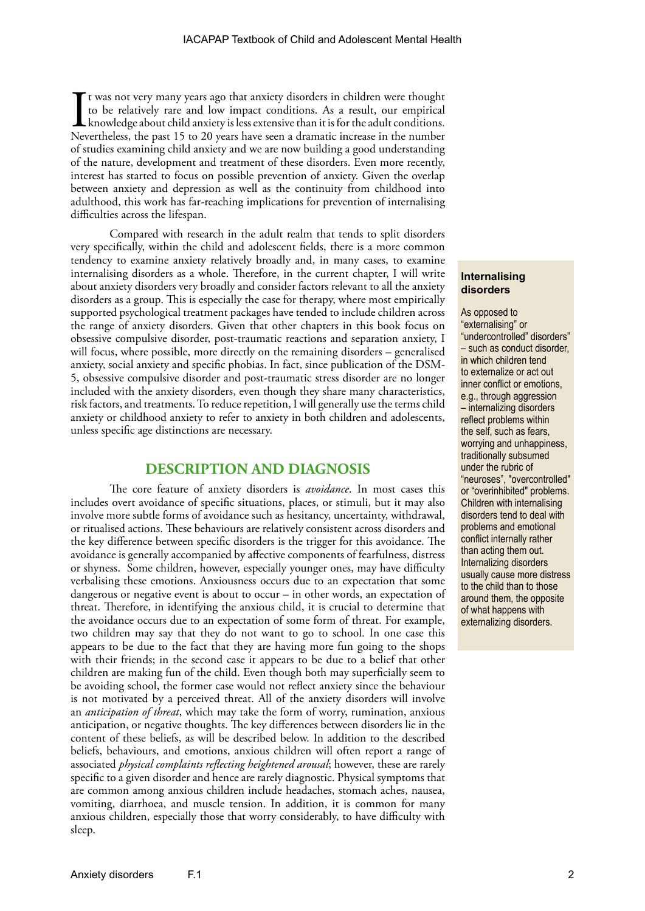It was not very many years ago that anxiety disorders in children were thought to be relatively rare and low impact conditions. As a result, our empirical knowledge about child anxiety is less extensive than it is for the adult conditions. Nevertheless, the past 15 to 20 years have seen a dramatic increase in the number of studies examining child anxiety and we are now building a good understanding of the nature, development and treatment of these disorders. Even more recently, interest has started to focus on possible prevention of anxiety. Given the overlap between anxiety and depression as well as the continuity from childhood into adulthood, this work has far-reaching implications for prevention of internalising difficulties across the lifespan.

Compared with research in the adult realm that tends to split disorders very specifically, within the child and adolescent fields, there is a more common tendency to examine anxiety relatively broadly and, in many cases, to examine internalising disorders as a whole. Therefore, in the current chapter, I will write about anxiety disorders very broadly and consider factors relevant to all the anxiety disorders as a group. This is especially the case for therapy, where most empirically supported psychological treatment packages have tended to include children across the range of anxiety disorders. Given that other chapters in this book focus on obsessive compulsive disorder, post-traumatic reactions and separation anxiety, I will focus, where possible, more directly on the remaining disorders – generalised anxiety, social anxiety and specific phobias. In fact, since publication of the DSM-5, obsessive compulsive disorder and post-traumatic stress disorder are no longer included with the anxiety disorders, even though they share many characteristics, risk factors, and treatments. To reduce repetition, I will generally use the terms child anxiety or childhood anxiety to refer to anxiety in both children and adolescents, unless specific age distinctions are necessary.

> **Internalising disorders**
>
> As opposed to "externalising" or "undercontrolled" disorders" – such as conduct disorder, in which children tend to externalize or act out inner conflict or emotions, e.g., through aggression – internalizing disorders reflect problems within the self, such as fears, worrying and unhappiness, traditionally subsumed under the rubric of "neuroses", "overcontrolled" or "overinhibited" problems. Children with internalising disorders tend to deal with problems and emotional conflict internally rather than acting them out. Internalizing disorders usually cause more distress to the child than to those around them, the opposite of what happens with externalizing disorders.

## DESCRIPTION AND DIAGNOSIS

The core feature of anxiety disorders is *avoidance*. In most cases this includes overt avoidance of specific situations, places, or stimuli, but it may also involve more subtle forms of avoidance such as hesitancy, uncertainty, withdrawal, or ritualised actions. These behaviours are relatively consistent across disorders and the key difference between specific disorders is the trigger for this avoidance. The avoidance is generally accompanied by affective components of fearfulness, distress or shyness. Some children, however, especially younger ones, may have difficulty verbalising these emotions. Anxiousness occurs due to an expectation that some dangerous or negative event is about to occur – in other words, an expectation of threat. Therefore, in identifying the anxious child, it is crucial to determine that the avoidance occurs due to an expectation of some form of threat. For example, two children may say that they do not want to go to school. In one case this appears to be due to the fact that they are having more fun going to the shops with their friends; in the second case it appears to be due to a belief that other children are making fun of the child. Even though both may superficially seem to be avoiding school, the former case would not reflect anxiety since the behaviour is not motivated by a perceived threat. All of the anxiety disorders will involve an *anticipation of threat*, which may take the form of worry, rumination, anxious anticipation, or negative thoughts. The key differences between disorders lie in the content of these beliefs, as will be described below. In addition to the described beliefs, behaviours, and emotions, anxious children will often report a range of associated *physical complaints reflecting heightened arousal*; however, these are rarely specific to a given disorder and hence are rarely diagnostic. Physical symptoms that are common among anxious children include headaches, stomach aches, nausea, vomiting, diarrhoea, and muscle tension. In addition, it is common for many anxious children, especially those that worry considerably, to have difficulty with sleep.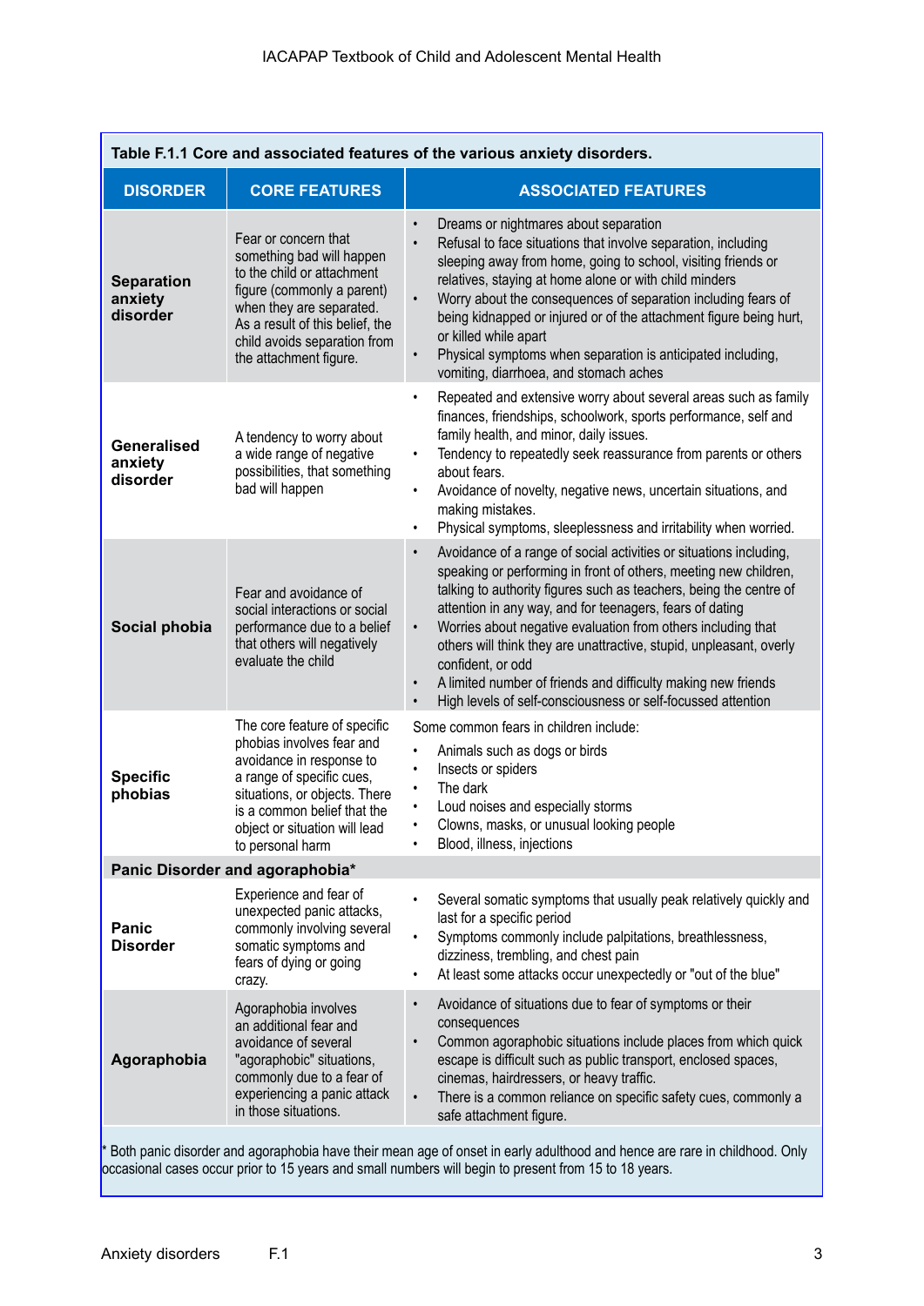**Table F.1.1 Core and associated features of the various anxiety disorders.**

| DISORDER | CORE FEATURES | ASSOCIATED FEATURES |
|---|---|---|
| **Separation anxiety disorder** | Fear or concern that something bad will happen to the child or attachment figure (commonly a parent) when they are separated. As a result of this belief, the child avoids separation from the attachment figure. | • Dreams or nightmares about separation<br>• Refusal to face situations that involve separation, including sleeping away from home, going to school, visiting friends or relatives, staying at home alone or with child minders<br>• Worry about the consequences of separation including fears of being kidnapped or injured or of the attachment figure being hurt, or killed while apart<br>• Physical symptoms when separation is anticipated including, vomiting, diarrhoea, and stomach aches |
| **Generalised anxiety disorder** | A tendency to worry about a wide range of negative possibilities, that something bad will happen | • Repeated and extensive worry about several areas such as family finances, friendships, schoolwork, sports performance, self and family health, and minor, daily issues.<br>• Tendency to repeatedly seek reassurance from parents or others about fears.<br>• Avoidance of novelty, negative news, uncertain situations, and making mistakes.<br>• Physical symptoms, sleeplessness and irritability when worried. |
| **Social phobia** | Fear and avoidance of social interactions or social performance due to a belief that others will negatively evaluate the child | • Avoidance of a range of social activities or situations including, speaking or performing in front of others, meeting new children, talking to authority figures such as teachers, being the centre of attention in any way, and for teenagers, fears of dating<br>• Worries about negative evaluation from others including that others will think they are unattractive, stupid, unpleasant, overly confident, or odd<br>• A limited number of friends and difficulty making new friends<br>• High levels of self-consciousness or self-focussed attention |
| **Specific phobias** | The core feature of specific phobias involves fear and avoidance in response to a range of specific cues, situations, or objects. There is a common belief that the object or situation will lead to personal harm | Some common fears in children include:<br>• Animals such as dogs or birds<br>• Insects or spiders<br>• The dark<br>• Loud noises and especially storms<br>• Clowns, masks, or unusual looking people<br>• Blood, illness, injections |
| **Panic Disorder and agoraphobia*** | | |
| **Panic Disorder** | Experience and fear of unexpected panic attacks, commonly involving several somatic symptoms and fears of dying or going crazy. | • Several somatic symptoms that usually peak relatively quickly and last for a specific period<br>• Symptoms commonly include palpitations, breathlessness, dizziness, trembling, and chest pain<br>• At least some attacks occur unexpectedly or "out of the blue" |
| **Agoraphobia** | Agoraphobia involves an additional fear and avoidance of several "agoraphobic" situations, commonly due to a fear of experiencing a panic attack in those situations. | • Avoidance of situations due to fear of symptoms or their consequences<br>• Common agoraphobic situations include places from which quick escape is difficult such as public transport, enclosed spaces, cinemas, hairdressers, or heavy traffic.<br>• There is a common reliance on specific safety cues, commonly a safe attachment figure. |

* Both panic disorder and agoraphobia have their mean age of onset in early adulthood and hence are rare in childhood. Only occasional cases occur prior to 15 years and small numbers will begin to present from 15 to 18 years.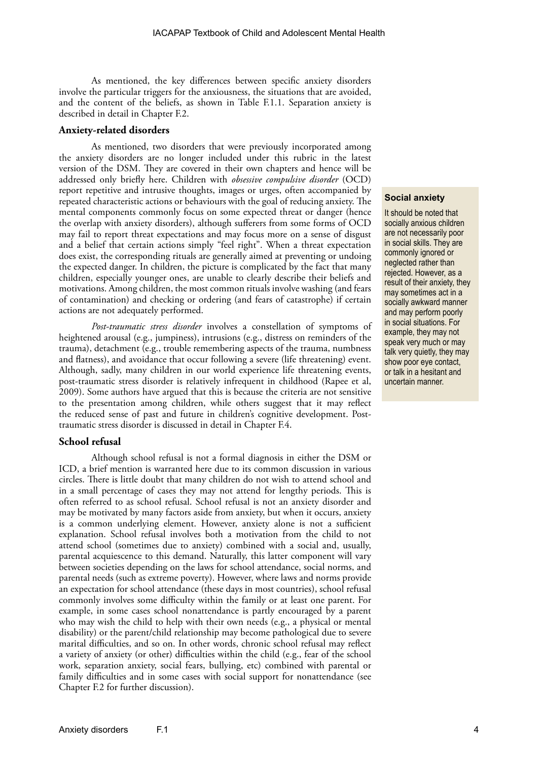As mentioned, the key differences between specific anxiety disorders involve the particular triggers for the anxiousness, the situations that are avoided, and the content of the beliefs, as shown in Table F.1.1. Separation anxiety is described in detail in Chapter F.2.

### Anxiety-related disorders

As mentioned, two disorders that were previously incorporated among the anxiety disorders are no longer included under this rubric in the latest version of the DSM. They are covered in their own chapters and hence will be addressed only briefly here. Children with *obsessive compulsive disorder* (OCD) report repetitive and intrusive thoughts, images or urges, often accompanied by repeated characteristic actions or behaviours with the goal of reducing anxiety. The mental components commonly focus on some expected threat or danger (hence the overlap with anxiety disorders), although sufferers from some forms of OCD may fail to report threat expectations and may focus more on a sense of disgust and a belief that certain actions simply "feel right". When a threat expectation does exist, the corresponding rituals are generally aimed at preventing or undoing the expected danger. In children, the picture is complicated by the fact that many children, especially younger ones, are unable to clearly describe their beliefs and motivations. Among children, the most common rituals involve washing (and fears of contamination) and checking or ordering (and fears of catastrophe) if certain actions are not adequately performed.

*Post-traumatic stress disorder* involves a constellation of symptoms of heightened arousal (e.g., jumpiness), intrusions (e.g., distress on reminders of the trauma), detachment (e.g., trouble remembering aspects of the trauma, numbness and flatness), and avoidance that occur following a severe (life threatening) event. Although, sadly, many children in our world experience life threatening events, post-traumatic stress disorder is relatively infrequent in childhood (Rapee et al, 2009). Some authors have argued that this is because the criteria are not sensitive to the presentation among children, while others suggest that it may reflect the reduced sense of past and future in children's cognitive development. Post-traumatic stress disorder is discussed in detail in Chapter F.4.

> **Social anxiety**
>
> It should be noted that socially anxious children are not necessarily poor in social skills. They are commonly ignored or neglected rather than rejected. However, as a result of their anxiety, they may sometimes act in a socially awkward manner and may perform poorly in social situations. For example, they may not speak very much or may talk very quietly, they may show poor eye contact, or talk in a hesitant and uncertain manner.

### School refusal

Although school refusal is not a formal diagnosis in either the DSM or ICD, a brief mention is warranted here due to its common discussion in various circles. There is little doubt that many children do not wish to attend school and in a small percentage of cases they may not attend for lengthy periods. This is often referred to as school refusal. School refusal is not an anxiety disorder and may be motivated by many factors aside from anxiety, but when it occurs, anxiety is a common underlying element. However, anxiety alone is not a sufficient explanation. School refusal involves both a motivation from the child to not attend school (sometimes due to anxiety) combined with a social and, usually, parental acquiescence to this demand. Naturally, this latter component will vary between societies depending on the laws for school attendance, social norms, and parental needs (such as extreme poverty). However, where laws and norms provide an expectation for school attendance (these days in most countries), school refusal commonly involves some difficulty within the family or at least one parent. For example, in some cases school nonattendance is partly encouraged by a parent who may wish the child to help with their own needs (e.g., a physical or mental disability) or the parent/child relationship may become pathological due to severe marital difficulties, and so on. In other words, chronic school refusal may reflect a variety of anxiety (or other) difficulties within the child (e.g., fear of the school work, separation anxiety, social fears, bullying, etc) combined with parental or family difficulties and in some cases with social support for nonattendance (see Chapter F.2 for further discussion).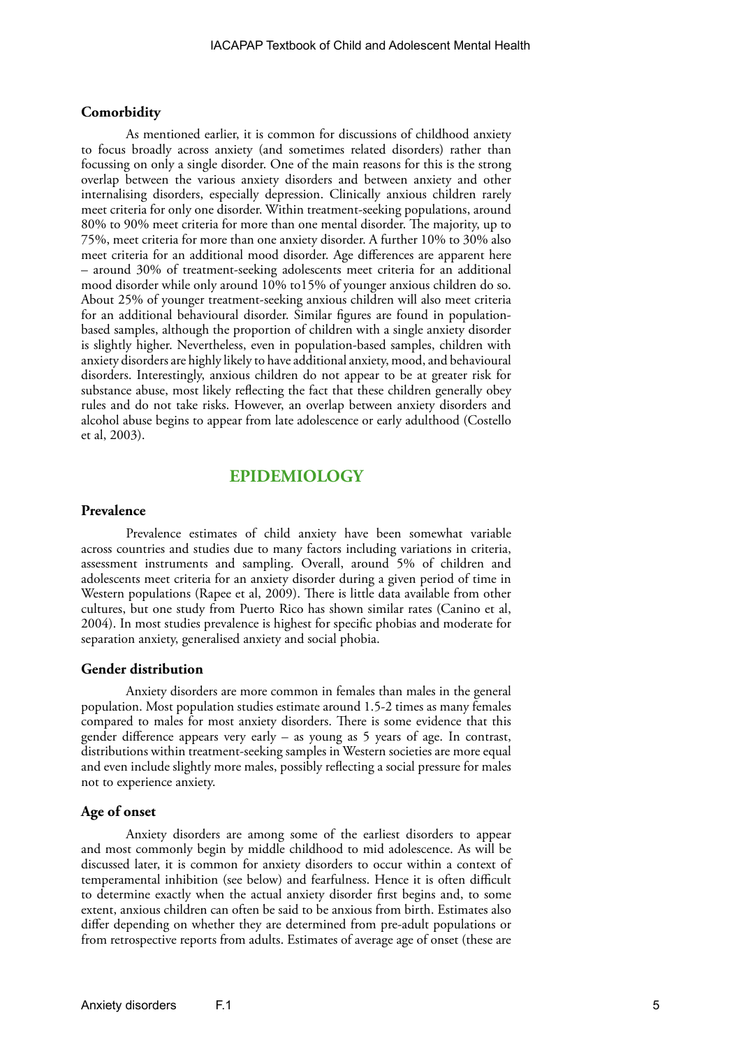### Comorbidity

As mentioned earlier, it is common for discussions of childhood anxiety to focus broadly across anxiety (and sometimes related disorders) rather than focussing on only a single disorder. One of the main reasons for this is the strong overlap between the various anxiety disorders and between anxiety and other internalising disorders, especially depression. Clinically anxious children rarely meet criteria for only one disorder. Within treatment-seeking populations, around 80% to 90% meet criteria for more than one mental disorder. The majority, up to 75%, meet criteria for more than one anxiety disorder. A further 10% to 30% also meet criteria for an additional mood disorder. Age differences are apparent here – around 30% of treatment-seeking adolescents meet criteria for an additional mood disorder while only around 10% to15% of younger anxious children do so. About 25% of younger treatment-seeking anxious children will also meet criteria for an additional behavioural disorder. Similar figures are found in population-based samples, although the proportion of children with a single anxiety disorder is slightly higher. Nevertheless, even in population-based samples, children with anxiety disorders are highly likely to have additional anxiety, mood, and behavioural disorders. Interestingly, anxious children do not appear to be at greater risk for substance abuse, most likely reflecting the fact that these children generally obey rules and do not take risks. However, an overlap between anxiety disorders and alcohol abuse begins to appear from late adolescence or early adulthood (Costello et al, 2003).

## EPIDEMIOLOGY

### Prevalence

Prevalence estimates of child anxiety have been somewhat variable across countries and studies due to many factors including variations in criteria, assessment instruments and sampling. Overall, around 5% of children and adolescents meet criteria for an anxiety disorder during a given period of time in Western populations (Rapee et al, 2009). There is little data available from other cultures, but one study from Puerto Rico has shown similar rates (Canino et al, 2004). In most studies prevalence is highest for specific phobias and moderate for separation anxiety, generalised anxiety and social phobia.

### Gender distribution

Anxiety disorders are more common in females than males in the general population. Most population studies estimate around 1.5-2 times as many females compared to males for most anxiety disorders. There is some evidence that this gender difference appears very early – as young as 5 years of age. In contrast, distributions within treatment-seeking samples in Western societies are more equal and even include slightly more males, possibly reflecting a social pressure for males not to experience anxiety.

### Age of onset

Anxiety disorders are among some of the earliest disorders to appear and most commonly begin by middle childhood to mid adolescence. As will be discussed later, it is common for anxiety disorders to occur within a context of temperamental inhibition (see below) and fearfulness. Hence it is often difficult to determine exactly when the actual anxiety disorder first begins and, to some extent, anxious children can often be said to be anxious from birth. Estimates also differ depending on whether they are determined from pre-adult populations or from retrospective reports from adults. Estimates of average age of onset (these are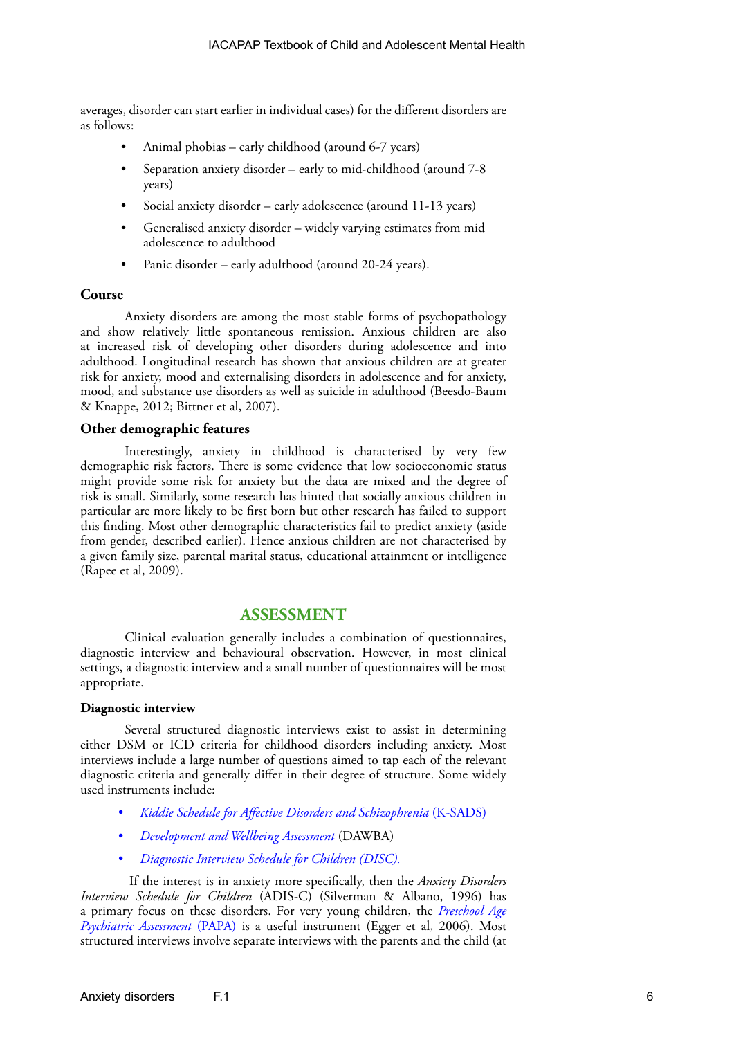averages, disorder can start earlier in individual cases) for the different disorders are as follows:

- Animal phobias – early childhood (around 6-7 years)
- Separation anxiety disorder – early to mid-childhood (around 7-8 years)
- Social anxiety disorder – early adolescence (around 11-13 years)
- Generalised anxiety disorder – widely varying estimates from mid adolescence to adulthood
- Panic disorder – early adulthood (around 20-24 years).

### Course

Anxiety disorders are among the most stable forms of psychopathology and show relatively little spontaneous remission. Anxious children are also at increased risk of developing other disorders during adolescence and into adulthood. Longitudinal research has shown that anxious children are at greater risk for anxiety, mood and externalising disorders in adolescence and for anxiety, mood, and substance use disorders as well as suicide in adulthood (Beesdo-Baum & Knappe, 2012; Bittner et al, 2007).

### Other demographic features

Interestingly, anxiety in childhood is characterised by very few demographic risk factors. There is some evidence that low socioeconomic status might provide some risk for anxiety but the data are mixed and the degree of risk is small. Similarly, some research has hinted that socially anxious children in particular are more likely to be first born but other research has failed to support this finding. Most other demographic characteristics fail to predict anxiety (aside from gender, described earlier). Hence anxious children are not characterised by a given family size, parental marital status, educational attainment or intelligence (Rapee et al, 2009).

## ASSESSMENT

Clinical evaluation generally includes a combination of questionnaires, diagnostic interview and behavioural observation. However, in most clinical settings, a diagnostic interview and a small number of questionnaires will be most appropriate.

#### Diagnostic interview

Several structured diagnostic interviews exist to assist in determining either DSM or ICD criteria for childhood disorders including anxiety. Most interviews include a large number of questions aimed to tap each of the relevant diagnostic criteria and generally differ in their degree of structure. Some widely used instruments include:

- *Kiddie Schedule for Affective Disorders and Schizophrenia* (K-SADS)
- *Development and Wellbeing Assessment* (DAWBA)
- *Diagnostic Interview Schedule for Children (DISC).*

If the interest is in anxiety more specifically, then the *Anxiety Disorders Interview Schedule for Children* (ADIS-C) (Silverman & Albano, 1996) has a primary focus on these disorders. For very young children, the *Preschool Age Psychiatric Assessment* (PAPA) is a useful instrument (Egger et al, 2006). Most structured interviews involve separate interviews with the parents and the child (at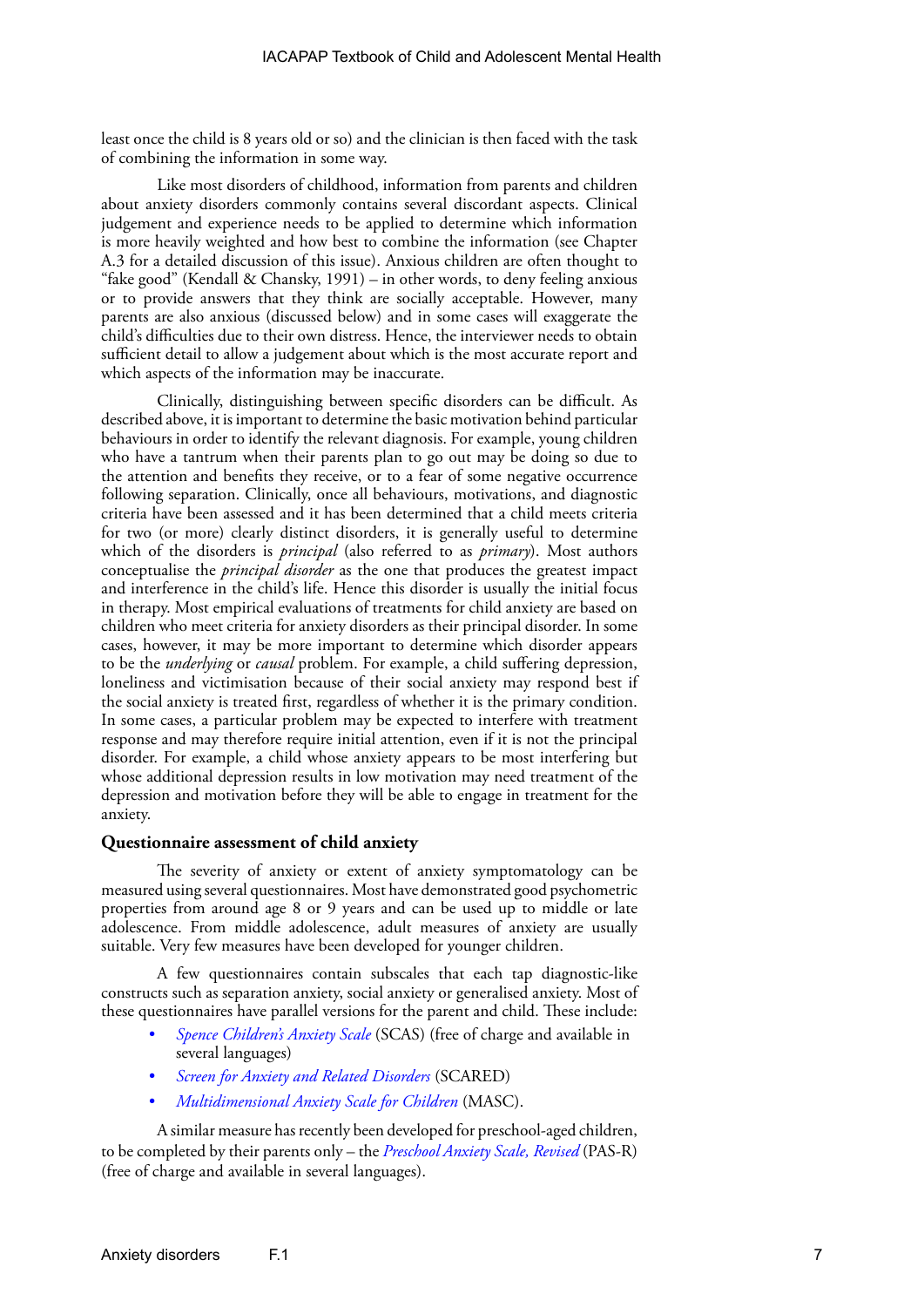least once the child is 8 years old or so) and the clinician is then faced with the task of combining the information in some way.

Like most disorders of childhood, information from parents and children about anxiety disorders commonly contains several discordant aspects. Clinical judgement and experience needs to be applied to determine which information is more heavily weighted and how best to combine the information (see Chapter A.3 for a detailed discussion of this issue). Anxious children are often thought to "fake good" (Kendall & Chansky, 1991) – in other words, to deny feeling anxious or to provide answers that they think are socially acceptable. However, many parents are also anxious (discussed below) and in some cases will exaggerate the child's difficulties due to their own distress. Hence, the interviewer needs to obtain sufficient detail to allow a judgement about which is the most accurate report and which aspects of the information may be inaccurate.

Clinically, distinguishing between specific disorders can be difficult. As described above, it is important to determine the basic motivation behind particular behaviours in order to identify the relevant diagnosis. For example, young children who have a tantrum when their parents plan to go out may be doing so due to the attention and benefits they receive, or to a fear of some negative occurrence following separation. Clinically, once all behaviours, motivations, and diagnostic criteria have been assessed and it has been determined that a child meets criteria for two (or more) clearly distinct disorders, it is generally useful to determine which of the disorders is *principal* (also referred to as *primary*). Most authors conceptualise the *principal disorder* as the one that produces the greatest impact and interference in the child's life. Hence this disorder is usually the initial focus in therapy. Most empirical evaluations of treatments for child anxiety are based on children who meet criteria for anxiety disorders as their principal disorder. In some cases, however, it may be more important to determine which disorder appears to be the *underlying* or *causal* problem. For example, a child suffering depression, loneliness and victimisation because of their social anxiety may respond best if the social anxiety is treated first, regardless of whether it is the primary condition. In some cases, a particular problem may be expected to interfere with treatment response and may therefore require initial attention, even if it is not the principal disorder. For example, a child whose anxiety appears to be most interfering but whose additional depression results in low motivation may need treatment of the depression and motivation before they will be able to engage in treatment for the anxiety.

### Questionnaire assessment of child anxiety

The severity of anxiety or extent of anxiety symptomatology can be measured using several questionnaires. Most have demonstrated good psychometric properties from around age 8 or 9 years and can be used up to middle or late adolescence. From middle adolescence, adult measures of anxiety are usually suitable. Very few measures have been developed for younger children.

A few questionnaires contain subscales that each tap diagnostic-like constructs such as separation anxiety, social anxiety or generalised anxiety. Most of these questionnaires have parallel versions for the parent and child. These include:

- *Spence Children's Anxiety Scale* (SCAS) (free of charge and available in several languages)
- *Screen for Anxiety and Related Disorders* (SCARED)
- *Multidimensional Anxiety Scale for Children* (MASC).

A similar measure has recently been developed for preschool-aged children, to be completed by their parents only – the *Preschool Anxiety Scale, Revised* (PAS-R) (free of charge and available in several languages).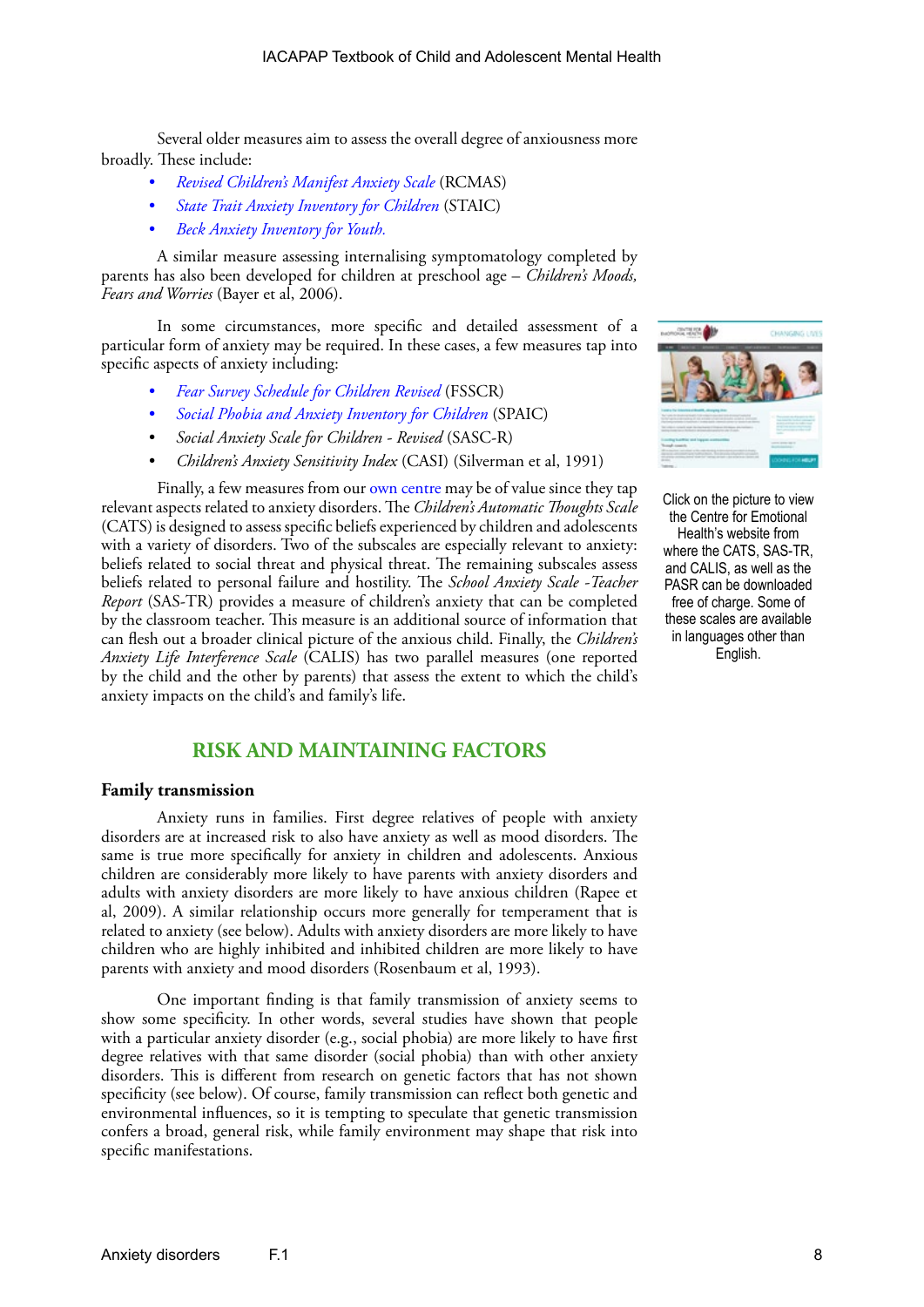Several older measures aim to assess the overall degree of anxiousness more broadly. These include:

- *Revised Children's Manifest Anxiety Scale* (RCMAS)
- *State Trait Anxiety Inventory for Children* (STAIC)
- *Beck Anxiety Inventory for Youth.*

A similar measure assessing internalising symptomatology completed by parents has also been developed for children at preschool age – *Children's Moods, Fears and Worries* (Bayer et al, 2006).

In some circumstances, more specific and detailed assessment of a particular form of anxiety may be required. In these cases, a few measures tap into specific aspects of anxiety including:

- *Fear Survey Schedule for Children Revised* (FSSCR)
- *Social Phobia and Anxiety Inventory for Children* (SPAIC)
- *Social Anxiety Scale for Children - Revised* (SASC-R)
- *Children's Anxiety Sensitivity Index* (CASI) (Silverman et al, 1991)

Finally, a few measures from our own centre may be of value since they tap relevant aspects related to anxiety disorders. The *Children's Automatic Thoughts Scale* (CATS) is designed to assess specific beliefs experienced by children and adolescents with a variety of disorders. Two of the subscales are especially relevant to anxiety: beliefs related to social threat and physical threat. The remaining subscales assess beliefs related to personal failure and hostility. The *School Anxiety Scale -Teacher Report* (SAS-TR) provides a measure of children's anxiety that can be completed by the classroom teacher. This measure is an additional source of information that can flesh out a broader clinical picture of the anxious child. Finally, the *Children's Anxiety Life Interference Scale* (CALIS) has two parallel measures (one reported by the child and the other by parents) that assess the extent to which the child's anxiety impacts on the child's and family's life.

Click on the picture to view the Centre for Emotional Health's website from where the CATS, SAS-TR, and CALIS, as well as the PASR can be downloaded free of charge. Some of these scales are available in languages other than English.

## RISK AND MAINTAINING FACTORS

### Family transmission

Anxiety runs in families. First degree relatives of people with anxiety disorders are at increased risk to also have anxiety as well as mood disorders. The same is true more specifically for anxiety in children and adolescents. Anxious children are considerably more likely to have parents with anxiety disorders and adults with anxiety disorders are more likely to have anxious children (Rapee et al, 2009). A similar relationship occurs more generally for temperament that is related to anxiety (see below). Adults with anxiety disorders are more likely to have children who are highly inhibited and inhibited children are more likely to have parents with anxiety and mood disorders (Rosenbaum et al, 1993).

One important finding is that family transmission of anxiety seems to show some specificity. In other words, several studies have shown that people with a particular anxiety disorder (e.g., social phobia) are more likely to have first degree relatives with that same disorder (social phobia) than with other anxiety disorders. This is different from research on genetic factors that has not shown specificity (see below). Of course, family transmission can reflect both genetic and environmental influences, so it is tempting to speculate that genetic transmission confers a broad, general risk, while family environment may shape that risk into specific manifestations.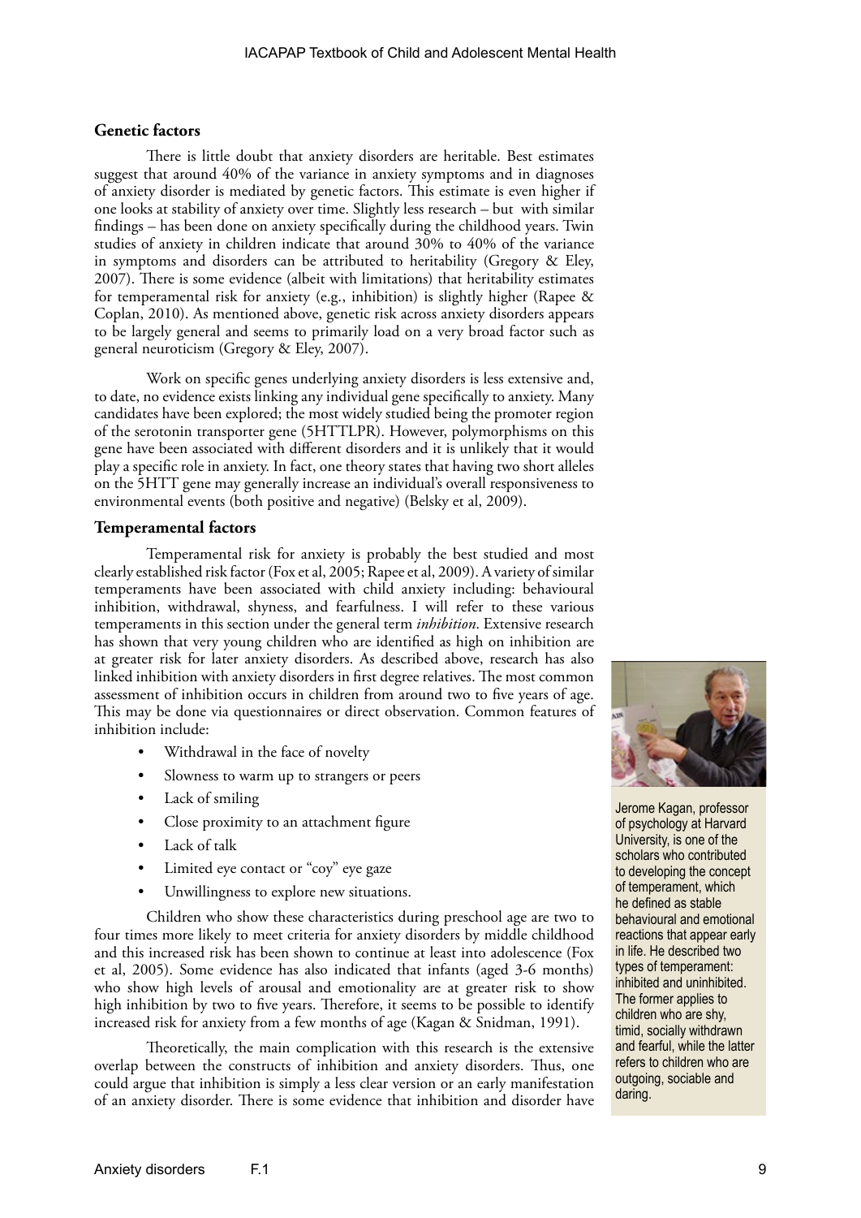### Genetic factors

There is little doubt that anxiety disorders are heritable. Best estimates suggest that around 40% of the variance in anxiety symptoms and in diagnoses of anxiety disorder is mediated by genetic factors. This estimate is even higher if one looks at stability of anxiety over time. Slightly less research – but with similar findings – has been done on anxiety specifically during the childhood years. Twin studies of anxiety in children indicate that around 30% to 40% of the variance in symptoms and disorders can be attributed to heritability (Gregory & Eley, 2007). There is some evidence (albeit with limitations) that heritability estimates for temperamental risk for anxiety (e.g., inhibition) is slightly higher (Rapee & Coplan, 2010). As mentioned above, genetic risk across anxiety disorders appears to be largely general and seems to primarily load on a very broad factor such as general neuroticism (Gregory & Eley, 2007).

Work on specific genes underlying anxiety disorders is less extensive and, to date, no evidence exists linking any individual gene specifically to anxiety. Many candidates have been explored; the most widely studied being the promoter region of the serotonin transporter gene (5HTTLPR). However, polymorphisms on this gene have been associated with different disorders and it is unlikely that it would play a specific role in anxiety. In fact, one theory states that having two short alleles on the 5HTT gene may generally increase an individual's overall responsiveness to environmental events (both positive and negative) (Belsky et al, 2009).

### Temperamental factors

Temperamental risk for anxiety is probably the best studied and most clearly established risk factor (Fox et al, 2005; Rapee et al, 2009). A variety of similar temperaments have been associated with child anxiety including: behavioural inhibition, withdrawal, shyness, and fearfulness. I will refer to these various temperaments in this section under the general term *inhibition*. Extensive research has shown that very young children who are identified as high on inhibition are at greater risk for later anxiety disorders. As described above, research has also linked inhibition with anxiety disorders in first degree relatives. The most common assessment of inhibition occurs in children from around two to five years of age. This may be done via questionnaires or direct observation. Common features of inhibition include:

- Withdrawal in the face of novelty
- Slowness to warm up to strangers or peers
- Lack of smiling
- Close proximity to an attachment figure
- Lack of talk
- Limited eye contact or "coy" eye gaze
- Unwillingness to explore new situations.

Children who show these characteristics during preschool age are two to four times more likely to meet criteria for anxiety disorders by middle childhood and this increased risk has been shown to continue at least into adolescence (Fox et al, 2005). Some evidence has also indicated that infants (aged 3-6 months) who show high levels of arousal and emotionality are at greater risk to show high inhibition by two to five years. Therefore, it seems to be possible to identify increased risk for anxiety from a few months of age (Kagan & Snidman, 1991).

Theoretically, the main complication with this research is the extensive overlap between the constructs of inhibition and anxiety disorders. Thus, one could argue that inhibition is simply a less clear version or an early manifestation of an anxiety disorder. There is some evidence that inhibition and disorder have

Jerome Kagan, professor of psychology at Harvard University, is one of the scholars who contributed to developing the concept of temperament, which he defined as stable behavioural and emotional reactions that appear early in life. He described two types of temperament: inhibited and uninhibited. The former applies to children who are shy, timid, socially withdrawn and fearful, while the latter refers to children who are outgoing, sociable and daring.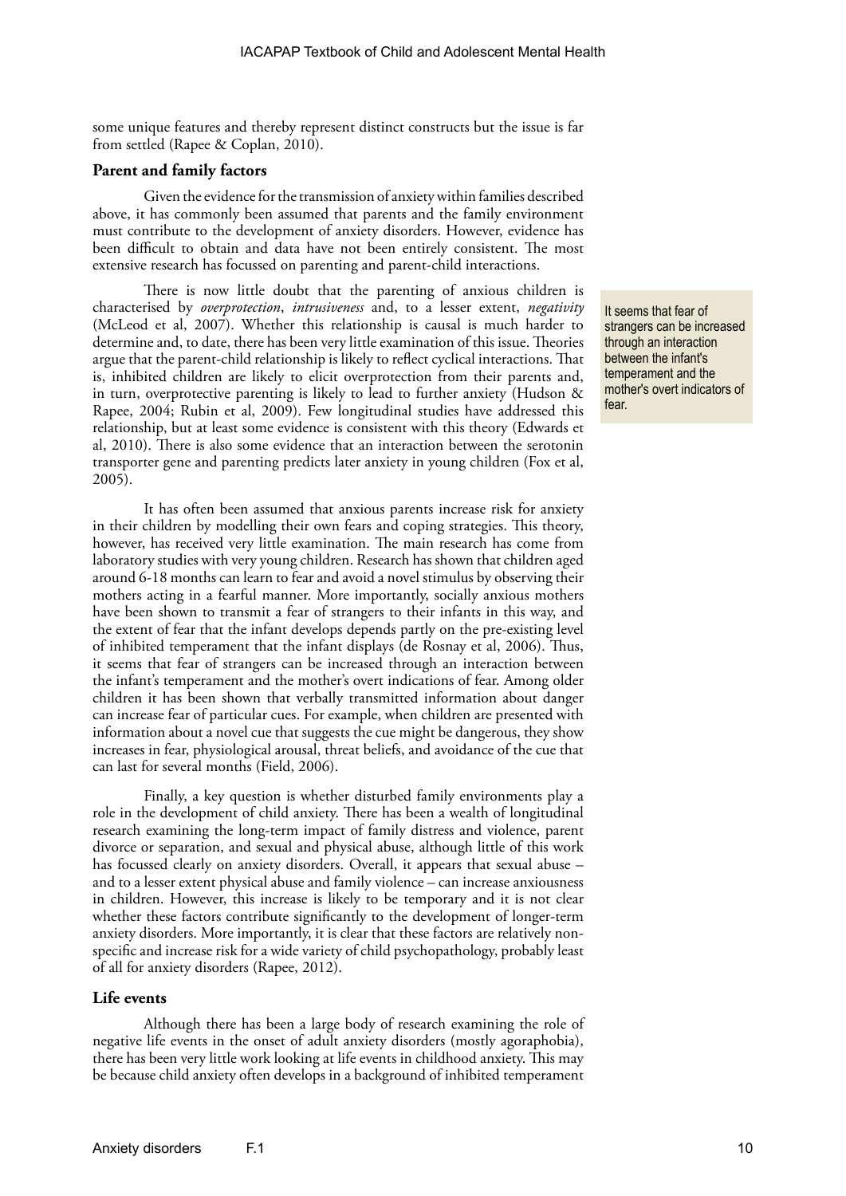some unique features and thereby represent distinct constructs but the issue is far from settled (Rapee & Coplan, 2010).

### Parent and family factors

Given the evidence for the transmission of anxiety within families described above, it has commonly been assumed that parents and the family environment must contribute to the development of anxiety disorders. However, evidence has been difficult to obtain and data have not been entirely consistent. The most extensive research has focussed on parenting and parent-child interactions.

There is now little doubt that the parenting of anxious children is characterised by *overprotection*, *intrusiveness* and, to a lesser extent, *negativity* (McLeod et al, 2007). Whether this relationship is causal is much harder to determine and, to date, there has been very little examination of this issue. Theories argue that the parent-child relationship is likely to reflect cyclical interactions. That is, inhibited children are likely to elicit overprotection from their parents and, in turn, overprotective parenting is likely to lead to further anxiety (Hudson & Rapee, 2004; Rubin et al, 2009). Few longitudinal studies have addressed this relationship, but at least some evidence is consistent with this theory (Edwards et al, 2010). There is also some evidence that an interaction between the serotonin transporter gene and parenting predicts later anxiety in young children (Fox et al, 2005).

It seems that fear of strangers can be increased through an interaction between the infant's temperament and the mother's overt indicators of fear.

It has often been assumed that anxious parents increase risk for anxiety in their children by modelling their own fears and coping strategies. This theory, however, has received very little examination. The main research has come from laboratory studies with very young children. Research has shown that children aged around 6-18 months can learn to fear and avoid a novel stimulus by observing their mothers acting in a fearful manner. More importantly, socially anxious mothers have been shown to transmit a fear of strangers to their infants in this way, and the extent of fear that the infant develops depends partly on the pre-existing level of inhibited temperament that the infant displays (de Rosnay et al, 2006). Thus, it seems that fear of strangers can be increased through an interaction between the infant's temperament and the mother's overt indications of fear. Among older children it has been shown that verbally transmitted information about danger can increase fear of particular cues. For example, when children are presented with information about a novel cue that suggests the cue might be dangerous, they show increases in fear, physiological arousal, threat beliefs, and avoidance of the cue that can last for several months (Field, 2006).

Finally, a key question is whether disturbed family environments play a role in the development of child anxiety. There has been a wealth of longitudinal research examining the long-term impact of family distress and violence, parent divorce or separation, and sexual and physical abuse, although little of this work has focussed clearly on anxiety disorders. Overall, it appears that sexual abuse – and to a lesser extent physical abuse and family violence – can increase anxiousness in children. However, this increase is likely to be temporary and it is not clear whether these factors contribute significantly to the development of longer-term anxiety disorders. More importantly, it is clear that these factors are relatively non-specific and increase risk for a wide variety of child psychopathology, probably least of all for anxiety disorders (Rapee, 2012).

### Life events

Although there has been a large body of research examining the role of negative life events in the onset of adult anxiety disorders (mostly agoraphobia), there has been very little work looking at life events in childhood anxiety. This may be because child anxiety often develops in a background of inhibited temperament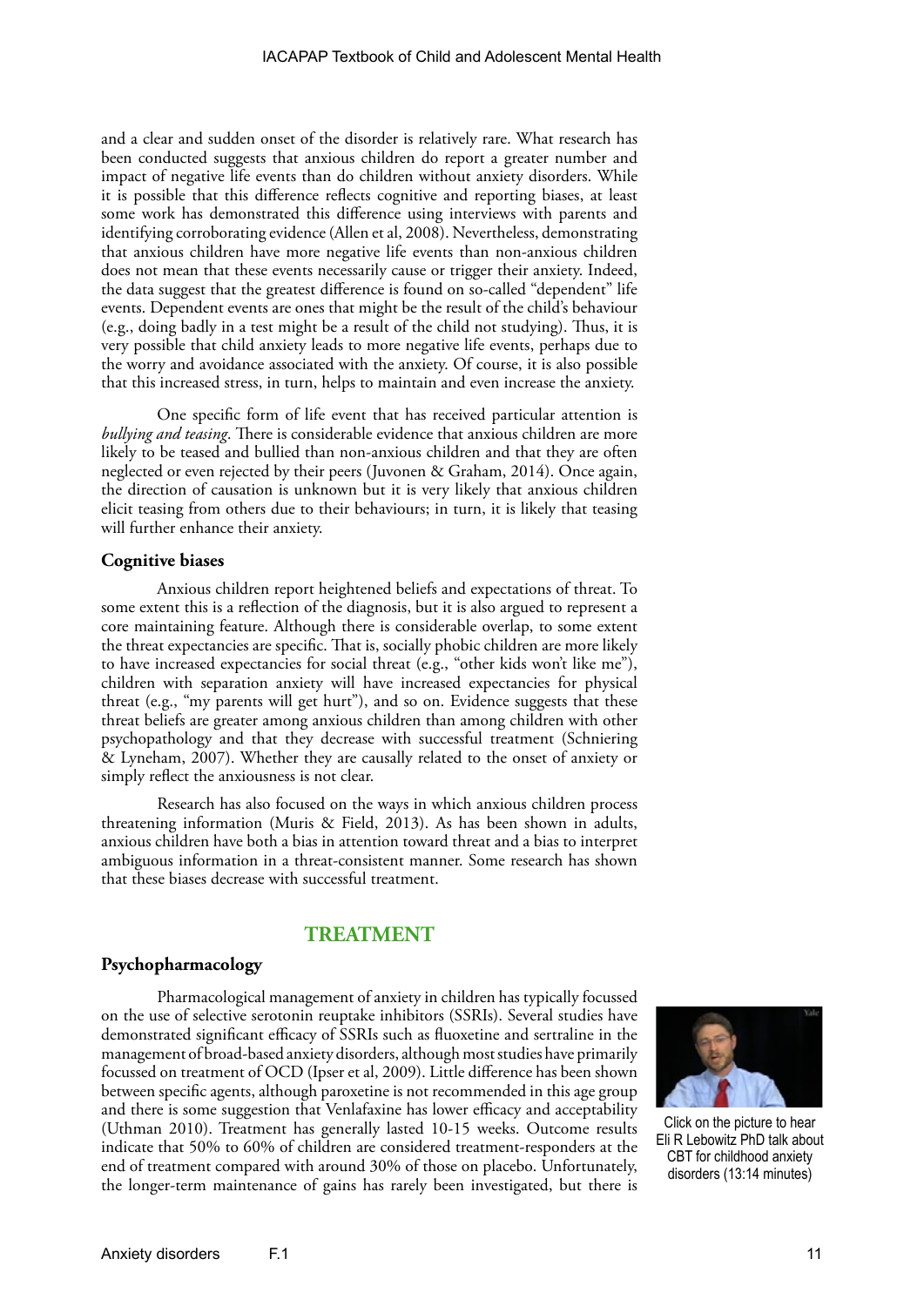and a clear and sudden onset of the disorder is relatively rare. What research has been conducted suggests that anxious children do report a greater number and impact of negative life events than do children without anxiety disorders. While it is possible that this difference reflects cognitive and reporting biases, at least some work has demonstrated this difference using interviews with parents and identifying corroborating evidence (Allen et al, 2008). Nevertheless, demonstrating that anxious children have more negative life events than non-anxious children does not mean that these events necessarily cause or trigger their anxiety. Indeed, the data suggest that the greatest difference is found on so-called "dependent" life events. Dependent events are ones that might be the result of the child's behaviour (e.g., doing badly in a test might be a result of the child not studying). Thus, it is very possible that child anxiety leads to more negative life events, perhaps due to the worry and avoidance associated with the anxiety. Of course, it is also possible that this increased stress, in turn, helps to maintain and even increase the anxiety.

One specific form of life event that has received particular attention is *bullying and teasing*. There is considerable evidence that anxious children are more likely to be teased and bullied than non-anxious children and that they are often neglected or even rejected by their peers (Juvonen & Graham, 2014). Once again, the direction of causation is unknown but it is very likely that anxious children elicit teasing from others due to their behaviours; in turn, it is likely that teasing will further enhance their anxiety.

### Cognitive biases

Anxious children report heightened beliefs and expectations of threat. To some extent this is a reflection of the diagnosis, but it is also argued to represent a core maintaining feature. Although there is considerable overlap, to some extent the threat expectancies are specific. That is, socially phobic children are more likely to have increased expectancies for social threat (e.g., "other kids won't like me"), children with separation anxiety will have increased expectancies for physical threat (e.g., "my parents will get hurt"), and so on. Evidence suggests that these threat beliefs are greater among anxious children than among children with other psychopathology and that they decrease with successful treatment (Schniering & Lyneham, 2007). Whether they are causally related to the onset of anxiety or simply reflect the anxiousness is not clear.

Research has also focused on the ways in which anxious children process threatening information (Muris & Field, 2013). As has been shown in adults, anxious children have both a bias in attention toward threat and a bias to interpret ambiguous information in a threat-consistent manner. Some research has shown that these biases decrease with successful treatment.

## TREATMENT

### Psychopharmacology

Pharmacological management of anxiety in children has typically focussed on the use of selective serotonin reuptake inhibitors (SSRIs). Several studies have demonstrated significant efficacy of SSRIs such as fluoxetine and sertraline in the management of broad-based anxiety disorders, although most studies have primarily focussed on treatment of OCD (Ipser et al, 2009). Little difference has been shown between specific agents, although paroxetine is not recommended in this age group and there is some suggestion that Venlafaxine has lower efficacy and acceptability (Uthman 2010). Treatment has generally lasted 10-15 weeks. Outcome results indicate that 50% to 60% of children are considered treatment-responders at the end of treatment compared with around 30% of those on placebo. Unfortunately, the longer-term maintenance of gains has rarely been investigated, but there is

Click on the picture to hear Eli R Lebowitz PhD talk about CBT for childhood anxiety disorders (13:14 minutes)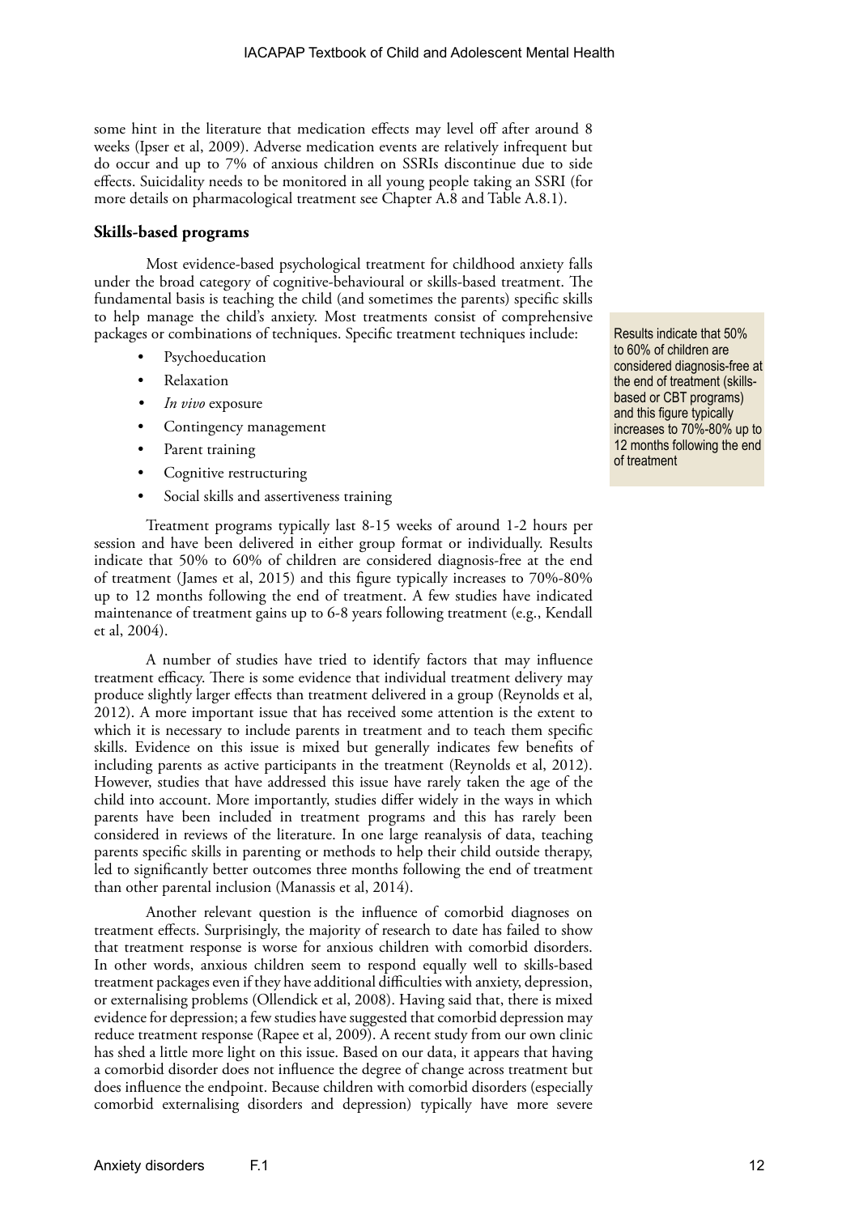some hint in the literature that medication effects may level off after around 8 weeks (Ipser et al, 2009). Adverse medication events are relatively infrequent but do occur and up to 7% of anxious children on SSRIs discontinue due to side effects. Suicidality needs to be monitored in all young people taking an SSRI (for more details on pharmacological treatment see Chapter A.8 and Table A.8.1).

### Skills-based programs

Most evidence-based psychological treatment for childhood anxiety falls under the broad category of cognitive-behavioural or skills-based treatment. The fundamental basis is teaching the child (and sometimes the parents) specific skills to help manage the child's anxiety. Most treatments consist of comprehensive packages or combinations of techniques. Specific treatment techniques include:

- Psychoeducation
- Relaxation
- *In vivo* exposure
- Contingency management
- Parent training
- Cognitive restructuring
- Social skills and assertiveness training

Results indicate that 50% to 60% of children are considered diagnosis-free at the end of treatment (skills-based or CBT programs) and this figure typically increases to 70%-80% up to 12 months following the end of treatment

Treatment programs typically last 8-15 weeks of around 1-2 hours per session and have been delivered in either group format or individually. Results indicate that 50% to 60% of children are considered diagnosis-free at the end of treatment (James et al, 2015) and this figure typically increases to 70%-80% up to 12 months following the end of treatment. A few studies have indicated maintenance of treatment gains up to 6-8 years following treatment (e.g., Kendall et al, 2004).

A number of studies have tried to identify factors that may influence treatment efficacy. There is some evidence that individual treatment delivery may produce slightly larger effects than treatment delivered in a group (Reynolds et al, 2012). A more important issue that has received some attention is the extent to which it is necessary to include parents in treatment and to teach them specific skills. Evidence on this issue is mixed but generally indicates few benefits of including parents as active participants in the treatment (Reynolds et al, 2012). However, studies that have addressed this issue have rarely taken the age of the child into account. More importantly, studies differ widely in the ways in which parents have been included in treatment programs and this has rarely been considered in reviews of the literature. In one large reanalysis of data, teaching parents specific skills in parenting or methods to help their child outside therapy, led to significantly better outcomes three months following the end of treatment than other parental inclusion (Manassis et al, 2014).

Another relevant question is the influence of comorbid diagnoses on treatment effects. Surprisingly, the majority of research to date has failed to show that treatment response is worse for anxious children with comorbid disorders. In other words, anxious children seem to respond equally well to skills-based treatment packages even if they have additional difficulties with anxiety, depression, or externalising problems (Ollendick et al, 2008). Having said that, there is mixed evidence for depression; a few studies have suggested that comorbid depression may reduce treatment response (Rapee et al, 2009). A recent study from our own clinic has shed a little more light on this issue. Based on our data, it appears that having a comorbid disorder does not influence the degree of change across treatment but does influence the endpoint. Because children with comorbid disorders (especially comorbid externalising disorders and depression) typically have more severe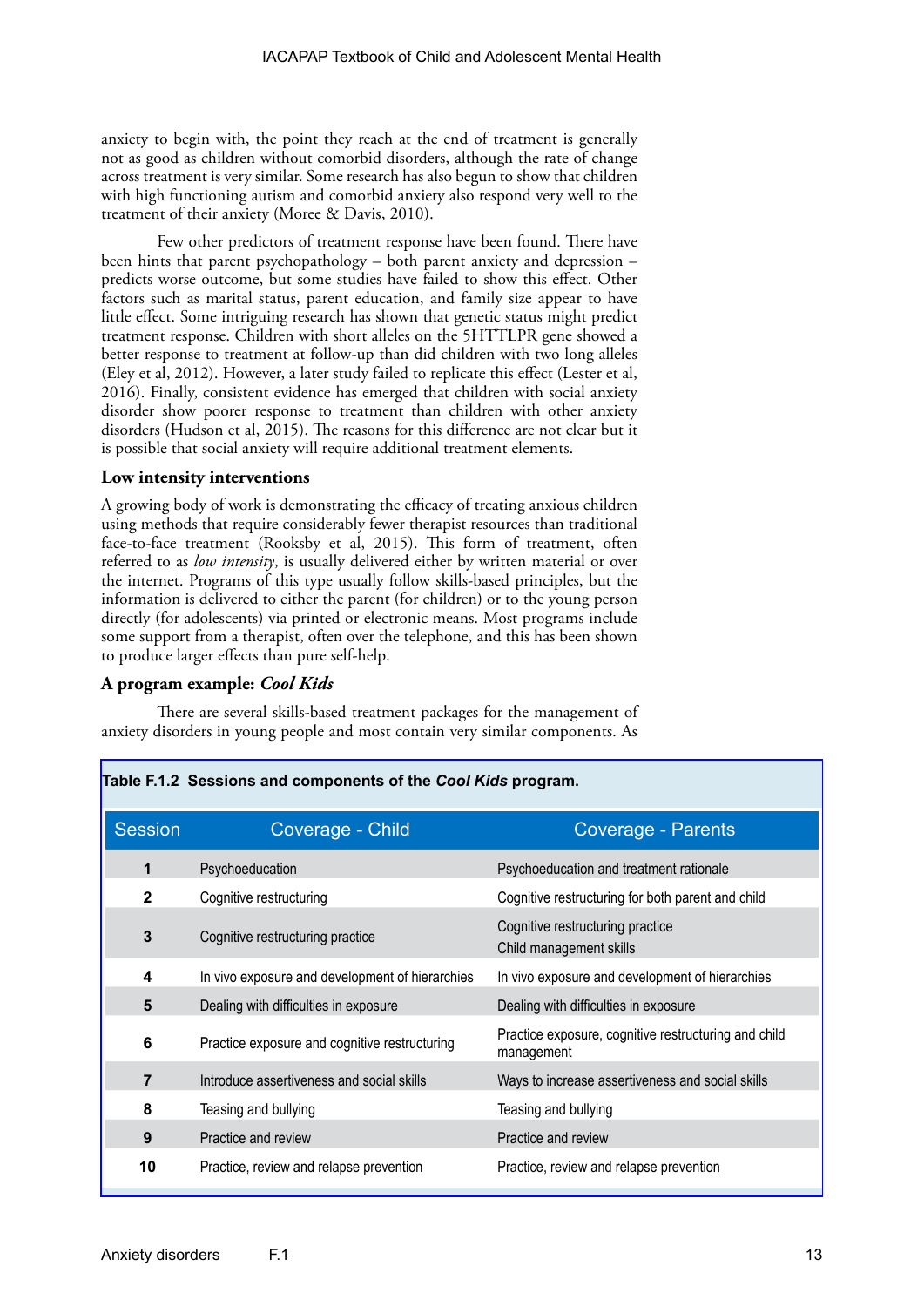anxiety to begin with, the point they reach at the end of treatment is generally not as good as children without comorbid disorders, although the rate of change across treatment is very similar. Some research has also begun to show that children with high functioning autism and comorbid anxiety also respond very well to the treatment of their anxiety (Moree & Davis, 2010).

Few other predictors of treatment response have been found. There have been hints that parent psychopathology – both parent anxiety and depression – predicts worse outcome, but some studies have failed to show this effect. Other factors such as marital status, parent education, and family size appear to have little effect. Some intriguing research has shown that genetic status might predict treatment response. Children with short alleles on the 5HTTLPR gene showed a better response to treatment at follow-up than did children with two long alleles (Eley et al, 2012). However, a later study failed to replicate this effect (Lester et al, 2016). Finally, consistent evidence has emerged that children with social anxiety disorder show poorer response to treatment than children with other anxiety disorders (Hudson et al, 2015). The reasons for this difference are not clear but it is possible that social anxiety will require additional treatment elements.

### Low intensity interventions

A growing body of work is demonstrating the efficacy of treating anxious children using methods that require considerably fewer therapist resources than traditional face-to-face treatment (Rooksby et al, 2015). This form of treatment, often referred to as *low intensity*, is usually delivered either by written material or over the internet. Programs of this type usually follow skills-based principles, but the information is delivered to either the parent (for children) or to the young person directly (for adolescents) via printed or electronic means. Most programs include some support from a therapist, often over the telephone, and this has been shown to produce larger effects than pure self-help.

### A program example: *Cool Kids*

There are several skills-based treatment packages for the management of anxiety disorders in young people and most contain very similar components. As

**Table F.1.2 Sessions and components of the *Cool Kids* program.**

| Session | Coverage - Child | Coverage - Parents |
|---|---|---|
| 1 | Psychoeducation | Psychoeducation and treatment rationale |
| 2 | Cognitive restructuring | Cognitive restructuring for both parent and child |
| 3 | Cognitive restructuring practice | Cognitive restructuring practice<br>Child management skills |
| 4 | In vivo exposure and development of hierarchies | In vivo exposure and development of hierarchies |
| 5 | Dealing with difficulties in exposure | Dealing with difficulties in exposure |
| 6 | Practice exposure and cognitive restructuring | Practice exposure, cognitive restructuring and child management |
| 7 | Introduce assertiveness and social skills | Ways to increase assertiveness and social skills |
| 8 | Teasing and bullying | Teasing and bullying |
| 9 | Practice and review | Practice and review |
| 10 | Practice, review and relapse prevention | Practice, review and relapse prevention |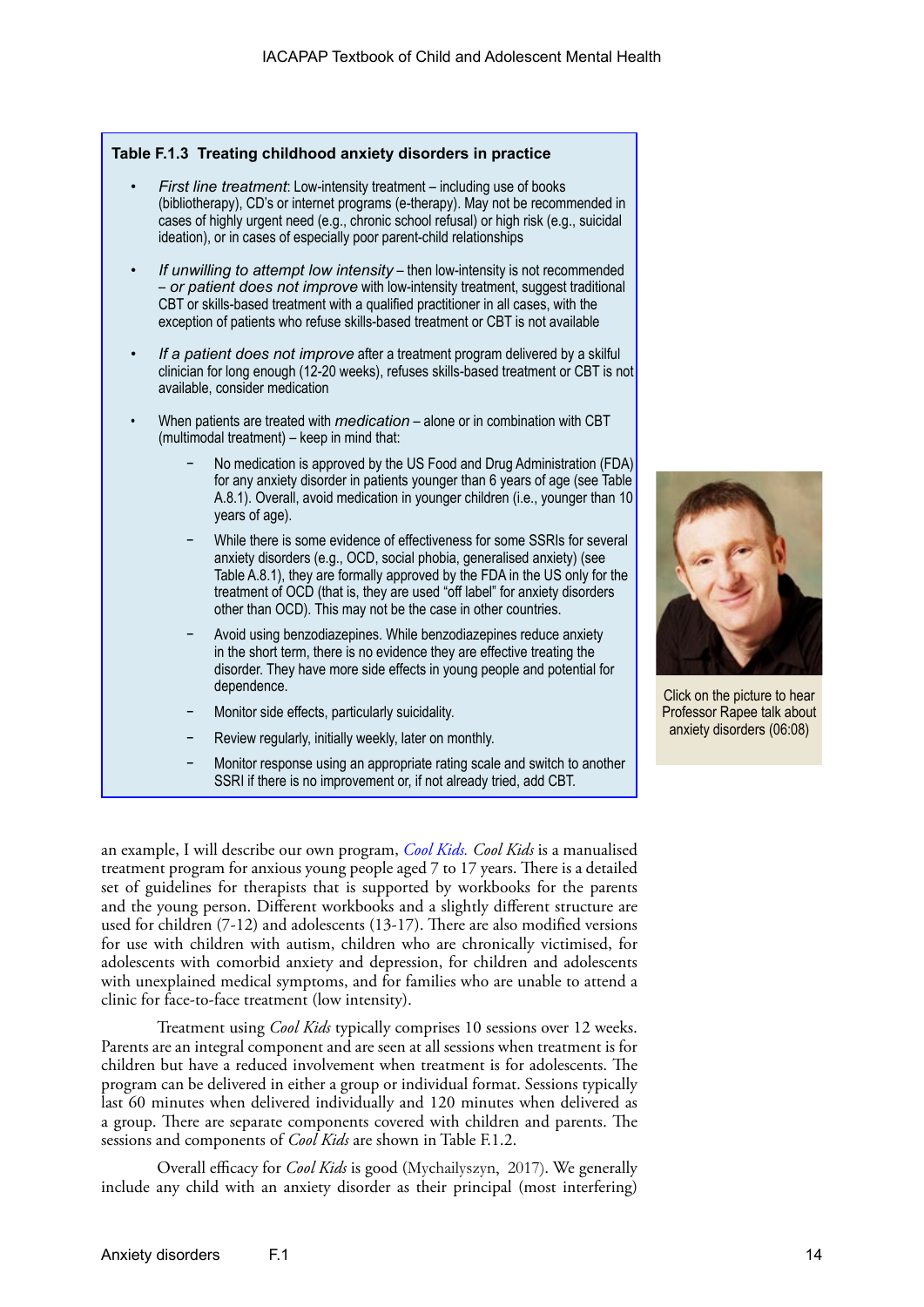**Table F.1.3 Treating childhood anxiety disorders in practice**

- *First line treatment*: Low-intensity treatment – including use of books (bibliotherapy), CD's or internet programs (e-therapy). May not be recommended in cases of highly urgent need (e.g., chronic school refusal) or high risk (e.g., suicidal ideation), or in cases of especially poor parent-child relationships
- *If unwilling to attempt low intensity* – then low-intensity is not recommended – *or patient does not improve* with low-intensity treatment, suggest traditional CBT or skills-based treatment with a qualified practitioner in all cases, with the exception of patients who refuse skills-based treatment or CBT is not available
- *If a patient does not improve* after a treatment program delivered by a skilful clinician for long enough (12-20 weeks), refuses skills-based treatment or CBT is not available, consider medication
- When patients are treated with *medication* – alone or in combination with CBT (multimodal treatment) – keep in mind that:
    - No medication is approved by the US Food and Drug Administration (FDA) for any anxiety disorder in patients younger than 6 years of age (see Table A.8.1). Overall, avoid medication in younger children (i.e., younger than 10 years of age).
    - While there is some evidence of effectiveness for some SSRIs for several anxiety disorders (e.g., OCD, social phobia, generalised anxiety) (see Table A.8.1), they are formally approved by the FDA in the US only for the treatment of OCD (that is, they are used "off label" for anxiety disorders other than OCD). This may not be the case in other countries.
    - Avoid using benzodiazepines. While benzodiazepines reduce anxiety in the short term, there is no evidence they are effective treating the disorder. They have more side effects in young people and potential for dependence.
    - Monitor side effects, particularly suicidality.
    - Review regularly, initially weekly, later on monthly.
    - Monitor response using an appropriate rating scale and switch to another SSRI if there is no improvement or, if not already tried, add CBT.

Click on the picture to hear Professor Rapee talk about anxiety disorders (06:08)

an example, I will describe our own program, *Cool Kids*. *Cool Kids* is a manualised treatment program for anxious young people aged 7 to 17 years. There is a detailed set of guidelines for therapists that is supported by workbooks for the parents and the young person. Different workbooks and a slightly different structure are used for children (7-12) and adolescents (13-17). There are also modified versions for use with children with autism, children who are chronically victimised, for adolescents with comorbid anxiety and depression, for children and adolescents with unexplained medical symptoms, and for families who are unable to attend a clinic for face-to-face treatment (low intensity).

Treatment using *Cool Kids* typically comprises 10 sessions over 12 weeks. Parents are an integral component and are seen at all sessions when treatment is for children but have a reduced involvement when treatment is for adolescents. The program can be delivered in either a group or individual format. Sessions typically last 60 minutes when delivered individually and 120 minutes when delivered as a group. There are separate components covered with children and parents. The sessions and components of *Cool Kids* are shown in Table F.1.2.

Overall efficacy for *Cool Kids* is good (Mychailyszyn, 2017). We generally include any child with an anxiety disorder as their principal (most interfering)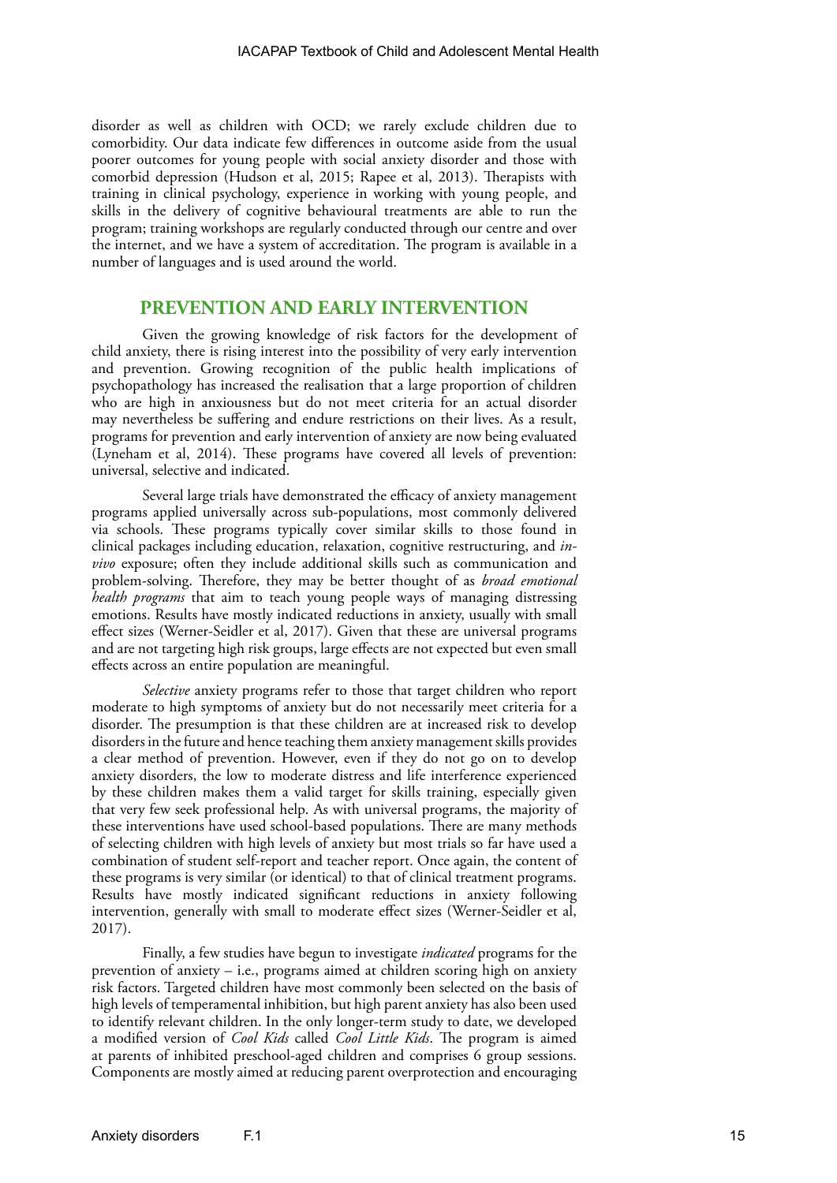disorder as well as children with OCD; we rarely exclude children due to comorbidity. Our data indicate few differences in outcome aside from the usual poorer outcomes for young people with social anxiety disorder and those with comorbid depression (Hudson et al, 2015; Rapee et al, 2013). Therapists with training in clinical psychology, experience in working with young people, and skills in the delivery of cognitive behavioural treatments are able to run the program; training workshops are regularly conducted through our centre and over the internet, and we have a system of accreditation. The program is available in a number of languages and is used around the world.

## PREVENTION AND EARLY INTERVENTION

Given the growing knowledge of risk factors for the development of child anxiety, there is rising interest into the possibility of very early intervention and prevention. Growing recognition of the public health implications of psychopathology has increased the realisation that a large proportion of children who are high in anxiousness but do not meet criteria for an actual disorder may nevertheless be suffering and endure restrictions on their lives. As a result, programs for prevention and early intervention of anxiety are now being evaluated (Lyneham et al, 2014). These programs have covered all levels of prevention: universal, selective and indicated.

Several large trials have demonstrated the efficacy of anxiety management programs applied universally across sub-populations, most commonly delivered via schools. These programs typically cover similar skills to those found in clinical packages including education, relaxation, cognitive restructuring, and *in-vivo* exposure; often they include additional skills such as communication and problem-solving. Therefore, they may be better thought of as *broad emotional health programs* that aim to teach young people ways of managing distressing emotions. Results have mostly indicated reductions in anxiety, usually with small effect sizes (Werner-Seidler et al, 2017). Given that these are universal programs and are not targeting high risk groups, large effects are not expected but even small effects across an entire population are meaningful.

*Selective* anxiety programs refer to those that target children who report moderate to high symptoms of anxiety but do not necessarily meet criteria for a disorder. The presumption is that these children are at increased risk to develop disorders in the future and hence teaching them anxiety management skills provides a clear method of prevention. However, even if they do not go on to develop anxiety disorders, the low to moderate distress and life interference experienced by these children makes them a valid target for skills training, especially given that very few seek professional help. As with universal programs, the majority of these interventions have used school-based populations. There are many methods of selecting children with high levels of anxiety but most trials so far have used a combination of student self-report and teacher report. Once again, the content of these programs is very similar (or identical) to that of clinical treatment programs. Results have mostly indicated significant reductions in anxiety following intervention, generally with small to moderate effect sizes (Werner-Seidler et al, 2017).

Finally, a few studies have begun to investigate *indicated* programs for the prevention of anxiety – i.e., programs aimed at children scoring high on anxiety risk factors. Targeted children have most commonly been selected on the basis of high levels of temperamental inhibition, but high parent anxiety has also been used to identify relevant children. In the only longer-term study to date, we developed a modified version of *Cool Kids* called *Cool Little Kids*. The program is aimed at parents of inhibited preschool-aged children and comprises 6 group sessions. Components are mostly aimed at reducing parent overprotection and encouraging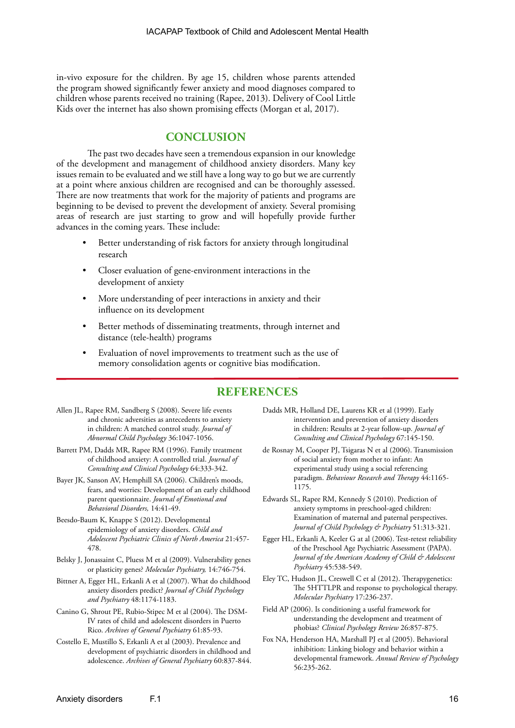in-vivo exposure for the children. By age 15, children whose parents attended the program showed significantly fewer anxiety and mood diagnoses compared to children whose parents received no training (Rapee, 2013). Delivery of Cool Little Kids over the internet has also shown promising effects (Morgan et al, 2017).

## CONCLUSION

The past two decades have seen a tremendous expansion in our knowledge of the development and management of childhood anxiety disorders. Many key issues remain to be evaluated and we still have a long way to go but we are currently at a point where anxious children are recognised and can be thoroughly assessed. There are now treatments that work for the majority of patients and programs are beginning to be devised to prevent the development of anxiety. Several promising areas of research are just starting to grow and will hopefully provide further advances in the coming years. These include:

- Better understanding of risk factors for anxiety through longitudinal research
- Closer evaluation of gene-environment interactions in the development of anxiety
- More understanding of peer interactions in anxiety and their influence on its development
- Better methods of disseminating treatments, through internet and distance (tele-health) programs
- Evaluation of novel improvements to treatment such as the use of memory consolidation agents or cognitive bias modification.

## REFERENCES

Allen JL, Rapee RM, Sandberg S (2008). Severe life events and chronic adversities as antecedents to anxiety in children: A matched control study. *Journal of Abnormal Child Psychology* 36:1047-1056.

Barrett PM, Dadds MR, Rapee RM (1996). Family treatment of childhood anxiety: A controlled trial. *Journal of Consulting and Clinical Psychology* 64:333-342.

Bayer JK, Sanson AV, Hemphill SA (2006). Children's moods, fears, and worries: Development of an early childhood parent questionnaire. *Journal of Emotional and Behavioral Disorders,* 14:41-49.

Beesdo-Baum K, Knappe S (2012). Developmental epidemiology of anxiety disorders. *Child and Adolescent Psychiatric Clinics of North America* 21:457-478.

Belsky J, Jonassaint C, Pluess M et al (2009). Vulnerability genes or plasticity genes? *Molecular Psychiatry,* 14:746-754.

Bittner A, Egger HL, Erkanli A et al (2007). What do childhood anxiety disorders predict? *Journal of Child Psychology and Psychiatry* 48:1174-1183.

Canino G, Shrout PE, Rubio-Stipec M et al (2004). The DSM-IV rates of child and adolescent disorders in Puerto Rico. *Archives of General Psychiatry* 61:85-93.

Costello E, Mustillo S, Erkanli A et al (2003). Prevalence and development of psychiatric disorders in childhood and adolescence. *Archives of General Psychiatry* 60:837-844.

Dadds MR, Holland DE, Laurens KR et al (1999). Early intervention and prevention of anxiety disorders in children: Results at 2-year follow-up. *Journal of Consulting and Clinical Psychology* 67:145-150.

de Rosnay M, Cooper PJ, Tsigaras N et al (2006). Transmission of social anxiety from mother to infant: An experimental study using a social referencing paradigm. *Behaviour Research and Therapy* 44:1165-1175.

Edwards SL, Rapee RM, Kennedy S (2010). Prediction of anxiety symptoms in preschool-aged children: Examination of maternal and paternal perspectives. *Journal of Child Psychology & Psychiatry* 51:313-321.

Egger HL, Erkanli A, Keeler G at al (2006). Test-retest reliability of the Preschool Age Psychiatric Assessment (PAPA). *Journal of the American Academy of Child & Adolescent Psychiatry* 45:538-549.

Eley TC, Hudson JL, Creswell C et al (2012). Therapygenetics: The 5HTTLPR and response to psychological therapy. *Molecular Psychiatry* 17:236-237.

Field AP (2006). Is conditioning a useful framework for understanding the development and treatment of phobias? *Clinical Psychology Review* 26:857-875.

Fox NA, Henderson HA, Marshall PJ et al (2005). Behavioral inhibition: Linking biology and behavior within a developmental framework. *Annual Review of Psychology* 56:235-262.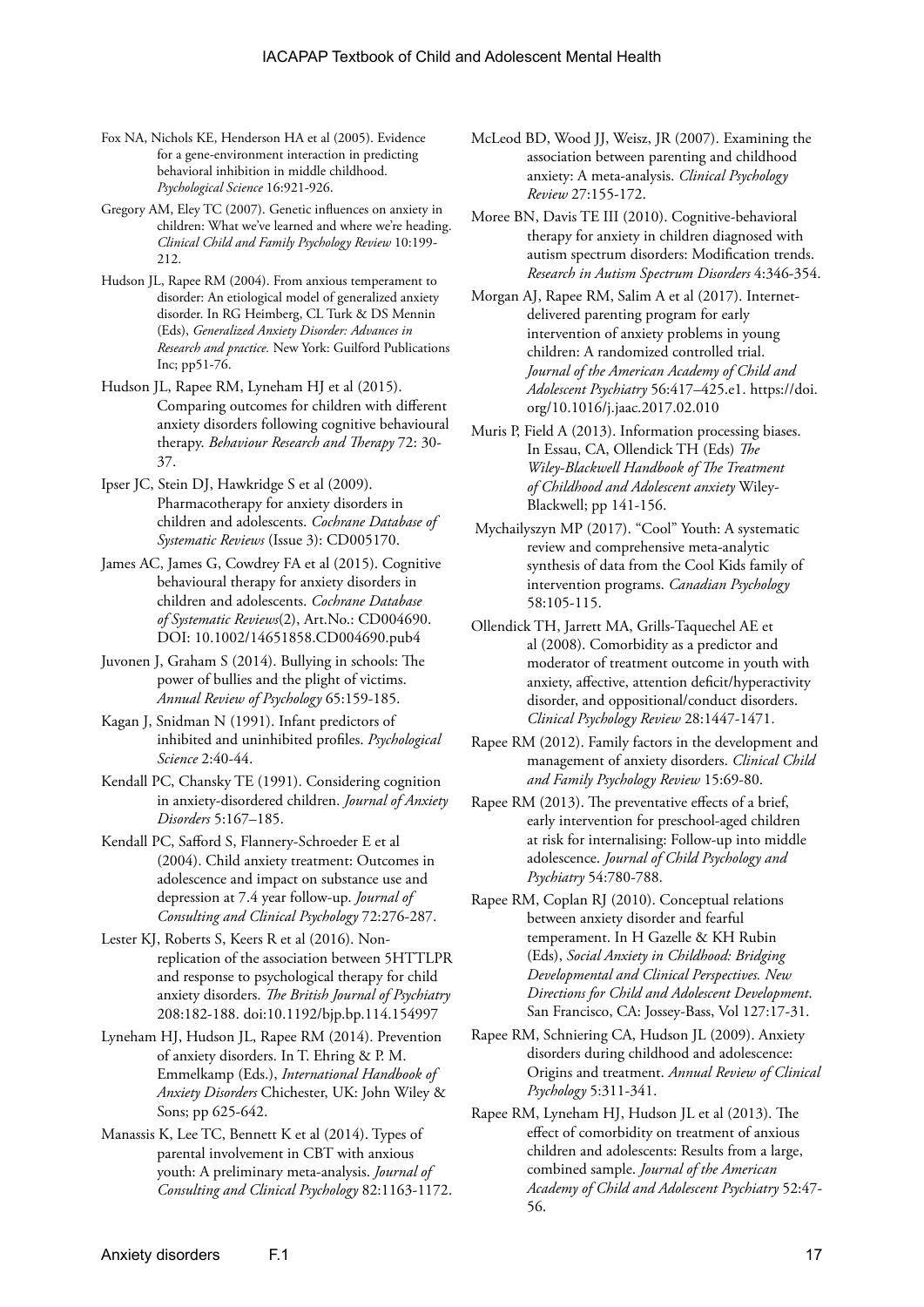Fox NA, Nichols KE, Henderson HA et al (2005). Evidence for a gene-environment interaction in predicting behavioral inhibition in middle childhood. *Psychological Science* 16:921-926.

Gregory AM, Eley TC (2007). Genetic influences on anxiety in children: What we've learned and where we're heading. *Clinical Child and Family Psychology Review* 10:199-212.

Hudson JL, Rapee RM (2004). From anxious temperament to disorder: An etiological model of generalized anxiety disorder. In RG Heimberg, CL Turk & DS Mennin (Eds), *Generalized Anxiety Disorder: Advances in Research and practice.* New York: Guilford Publications Inc; pp51-76.

Hudson JL, Rapee RM, Lyneham HJ et al (2015). Comparing outcomes for children with different anxiety disorders following cognitive behavioural therapy. *Behaviour Research and Therapy* 72: 30-37.

Ipser JC, Stein DJ, Hawkridge S et al (2009). Pharmacotherapy for anxiety disorders in children and adolescents. *Cochrane Database of Systematic Reviews* (Issue 3): CD005170.

James AC, James G, Cowdrey FA et al (2015). Cognitive behavioural therapy for anxiety disorders in children and adolescents. *Cochrane Database of Systematic Reviews*(2), Art.No.: CD004690. DOI: 10.1002/14651858.CD004690.pub4

Juvonen J, Graham S (2014). Bullying in schools: The power of bullies and the plight of victims. *Annual Review of Psychology* 65:159-185.

Kagan J, Snidman N (1991). Infant predictors of inhibited and uninhibited profiles. *Psychological Science* 2:40-44.

Kendall PC, Chansky TE (1991). Considering cognition in anxiety-disordered children. *Journal of Anxiety Disorders* 5:167–185.

Kendall PC, Safford S, Flannery-Schroeder E et al (2004). Child anxiety treatment: Outcomes in adolescence and impact on substance use and depression at 7.4 year follow-up. *Journal of Consulting and Clinical Psychology* 72:276-287.

Lester KJ, Roberts S, Keers R et al (2016). Non-replication of the association between 5HTTLPR and response to psychological therapy for child anxiety disorders. *The British Journal of Psychiatry* 208:182-188. doi:10.1192/bjp.bp.114.154997

Lyneham HJ, Hudson JL, Rapee RM (2014). Prevention of anxiety disorders. In T. Ehring & P. M. Emmelkamp (Eds.), *International Handbook of Anxiety Disorders* Chichester, UK: John Wiley & Sons; pp 625-642.

Manassis K, Lee TC, Bennett K et al (2014). Types of parental involvement in CBT with anxious youth: A preliminary meta-analysis. *Journal of Consulting and Clinical Psychology* 82:1163-1172.

McLeod BD, Wood JJ, Weisz, JR (2007). Examining the association between parenting and childhood anxiety: A meta-analysis. *Clinical Psychology Review* 27:155-172.

Moree BN, Davis TE III (2010). Cognitive-behavioral therapy for anxiety in children diagnosed with autism spectrum disorders: Modification trends. *Research in Autism Spectrum Disorders* 4:346-354.

Morgan AJ, Rapee RM, Salim A et al (2017). Internet-delivered parenting program for early intervention of anxiety problems in young children: A randomized controlled trial. *Journal of the American Academy of Child and Adolescent Psychiatry* 56:417–425.e1. https://doi.org/10.1016/j.jaac.2017.02.010

Muris P, Field A (2013). Information processing biases. In Essau, CA, Ollendick TH (Eds) *The Wiley-Blackwell Handbook of The Treatment of Childhood and Adolescent anxiety* Wiley-Blackwell; pp 141-156.

Mychailyszyn MP (2017). "Cool" Youth: A systematic review and comprehensive meta-analytic synthesis of data from the Cool Kids family of intervention programs. *Canadian Psychology* 58:105-115.

Ollendick TH, Jarrett MA, Grills-Taquechel AE et al (2008). Comorbidity as a predictor and moderator of treatment outcome in youth with anxiety, affective, attention deficit/hyperactivity disorder, and oppositional/conduct disorders. *Clinical Psychology Review* 28:1447-1471.

Rapee RM (2012). Family factors in the development and management of anxiety disorders. *Clinical Child and Family Psychology Review* 15:69-80.

Rapee RM (2013). The preventative effects of a brief, early intervention for preschool-aged children at risk for internalising: Follow-up into middle adolescence. *Journal of Child Psychology and Psychiatry* 54:780-788.

Rapee RM, Coplan RJ (2010). Conceptual relations between anxiety disorder and fearful temperament. In H Gazelle & KH Rubin (Eds), *Social Anxiety in Childhood: Bridging Developmental and Clinical Perspectives. New Directions for Child and Adolescent Development*. San Francisco, CA: Jossey-Bass, Vol 127:17-31.

Rapee RM, Schniering CA, Hudson JL (2009). Anxiety disorders during childhood and adolescence: Origins and treatment. *Annual Review of Clinical Psychology* 5:311-341.

Rapee RM, Lyneham HJ, Hudson JL et al (2013). The effect of comorbidity on treatment of anxious children and adolescents: Results from a large, combined sample. *Journal of the American Academy of Child and Adolescent Psychiatry* 52:47-56.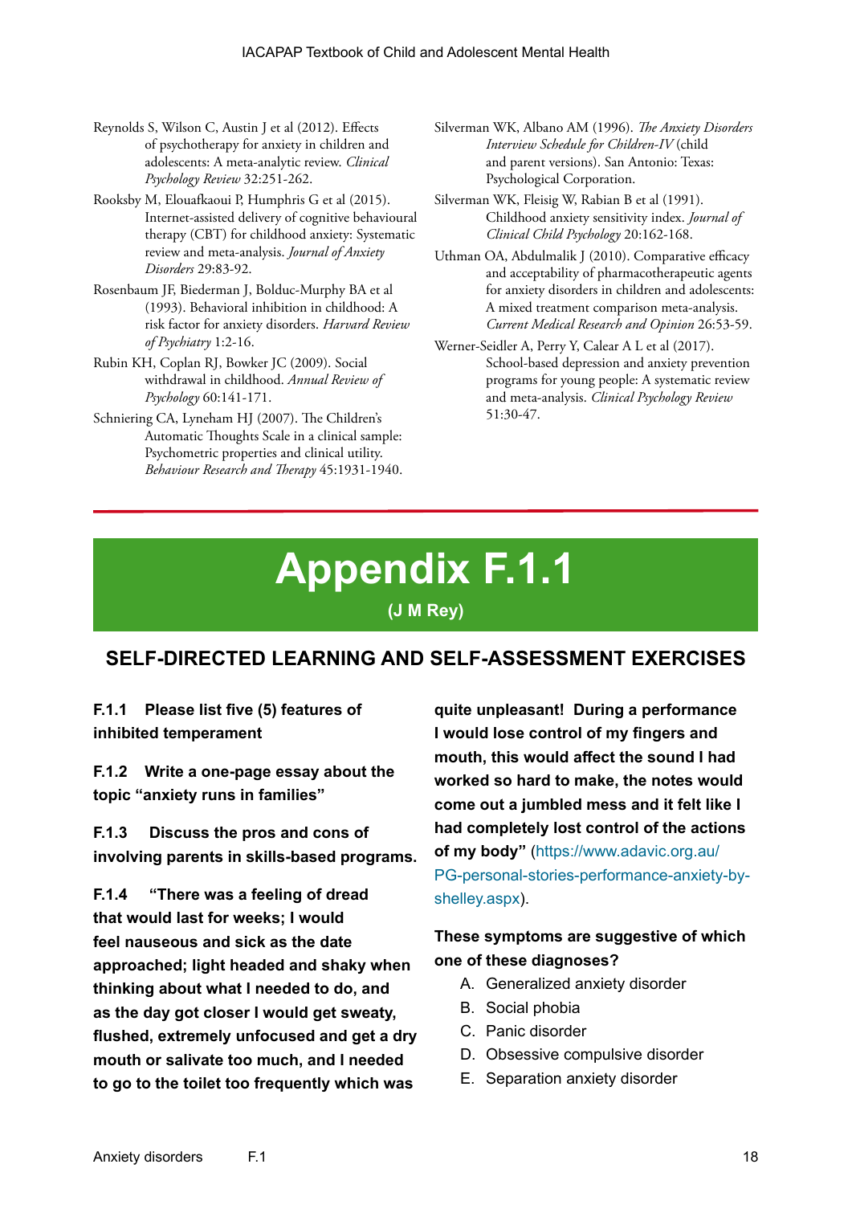Reynolds S, Wilson C, Austin J et al (2012). Effects of psychotherapy for anxiety in children and adolescents: A meta-analytic review. *Clinical Psychology Review* 32:251-262.

Rooksby M, Elouafkaoui P, Humphris G et al (2015). Internet-assisted delivery of cognitive behavioural therapy (CBT) for childhood anxiety: Systematic review and meta-analysis. *Journal of Anxiety Disorders* 29:83-92.

Rosenbaum JF, Biederman J, Bolduc-Murphy BA et al (1993). Behavioral inhibition in childhood: A risk factor for anxiety disorders. *Harvard Review of Psychiatry* 1:2-16.

Rubin KH, Coplan RJ, Bowker JC (2009). Social withdrawal in childhood. *Annual Review of Psychology* 60:141-171.

Schniering CA, Lyneham HJ (2007). The Children's Automatic Thoughts Scale in a clinical sample: Psychometric properties and clinical utility. *Behaviour Research and Therapy* 45:1931-1940.

Silverman WK, Albano AM (1996). *The Anxiety Disorders Interview Schedule for Children-IV* (child and parent versions). San Antonio: Texas: Psychological Corporation.

Silverman WK, Fleisig W, Rabian B et al (1991). Childhood anxiety sensitivity index. *Journal of Clinical Child Psychology* 20:162-168.

Uthman OA, Abdulmalik J (2010). Comparative efficacy and acceptability of pharmacotherapeutic agents for anxiety disorders in children and adolescents: A mixed treatment comparison meta-analysis. *Current Medical Research and Opinion* 26:53-59.

Werner-Seidler A, Perry Y, Calear A L et al (2017). School-based depression and anxiety prevention programs for young people: A systematic review and meta-analysis. *Clinical Psychology Review* 51:30-47.

# Appendix F.1.1

**(J M Rey)**

## SELF-DIRECTED LEARNING AND SELF-ASSESSMENT EXERCISES

**F.1.1 Please list five (5) features of inhibited temperament**

**F.1.2 Write a one-page essay about the topic "anxiety runs in families"**

**F.1.3 Discuss the pros and cons of involving parents in skills-based programs.**

**F.1.4 "There was a feeling of dread that would last for weeks; I would feel nauseous and sick as the date approached; light headed and shaky when thinking about what I needed to do, and as the day got closer I would get sweaty, flushed, extremely unfocused and get a dry mouth or salivate too much, and I needed to go to the toilet too frequently which was quite unpleasant! During a performance I would lose control of my fingers and mouth, this would affect the sound I had worked so hard to make, the notes would come out a jumbled mess and it felt like I had completely lost control of the actions of my body"** (https://www.adavic.org.au/PG-personal-stories-performance-anxiety-by-shelley.aspx).

**These symptoms are suggestive of which one of these diagnoses?**

A. Generalized anxiety disorder
B. Social phobia
C. Panic disorder
D. Obsessive compulsive disorder
E. Separation anxiety disorder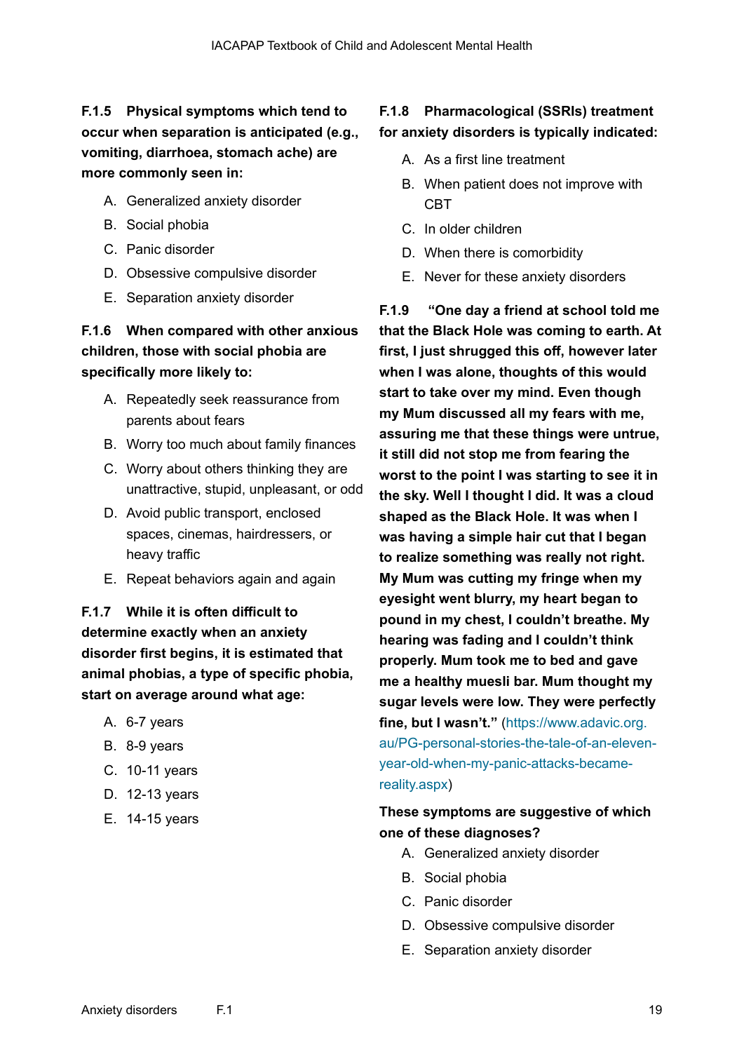**F.1.5 Physical symptoms which tend to occur when separation is anticipated (e.g., vomiting, diarrhoea, stomach ache) are more commonly seen in:**

A. Generalized anxiety disorder
B. Social phobia
C. Panic disorder
D. Obsessive compulsive disorder
E. Separation anxiety disorder

**F.1.6 When compared with other anxious children, those with social phobia are specifically more likely to:**

A. Repeatedly seek reassurance from parents about fears
B. Worry too much about family finances
C. Worry about others thinking they are unattractive, stupid, unpleasant, or odd
D. Avoid public transport, enclosed spaces, cinemas, hairdressers, or heavy traffic
E. Repeat behaviors again and again

**F.1.7 While it is often difficult to determine exactly when an anxiety disorder first begins, it is estimated that animal phobias, a type of specific phobia, start on average around what age:**

A. 6-7 years
B. 8-9 years
C. 10-11 years
D. 12-13 years
E. 14-15 years

**F.1.8 Pharmacological (SSRIs) treatment for anxiety disorders is typically indicated:**

A. As a first line treatment
B. When patient does not improve with CBT
C. In older children
D. When there is comorbidity
E. Never for these anxiety disorders

**F.1.9 "One day a friend at school told me that the Black Hole was coming to earth. At first, I just shrugged this off, however later when I was alone, thoughts of this would start to take over my mind. Even though my Mum discussed all my fears with me, assuring me that these things were untrue, it still did not stop me from fearing the worst to the point I was starting to see it in the sky. Well I thought I did. It was a cloud shaped as the Black Hole. It was when I was having a simple hair cut that I began to realize something was really not right. My Mum was cutting my fringe when my eyesight went blurry, my heart began to pound in my chest, I couldn't breathe. My hearing was fading and I couldn't think properly. Mum took me to bed and gave me a healthy muesli bar. Mum thought my sugar levels were low. They were perfectly fine, but I wasn't."** (https://www.adavic.org.au/PG-personal-stories-the-tale-of-an-eleven-year-old-when-my-panic-attacks-became-reality.aspx)

**These symptoms are suggestive of which one of these diagnoses?**

A. Generalized anxiety disorder
B. Social phobia
C. Panic disorder
D. Obsessive compulsive disorder
E. Separation anxiety disorder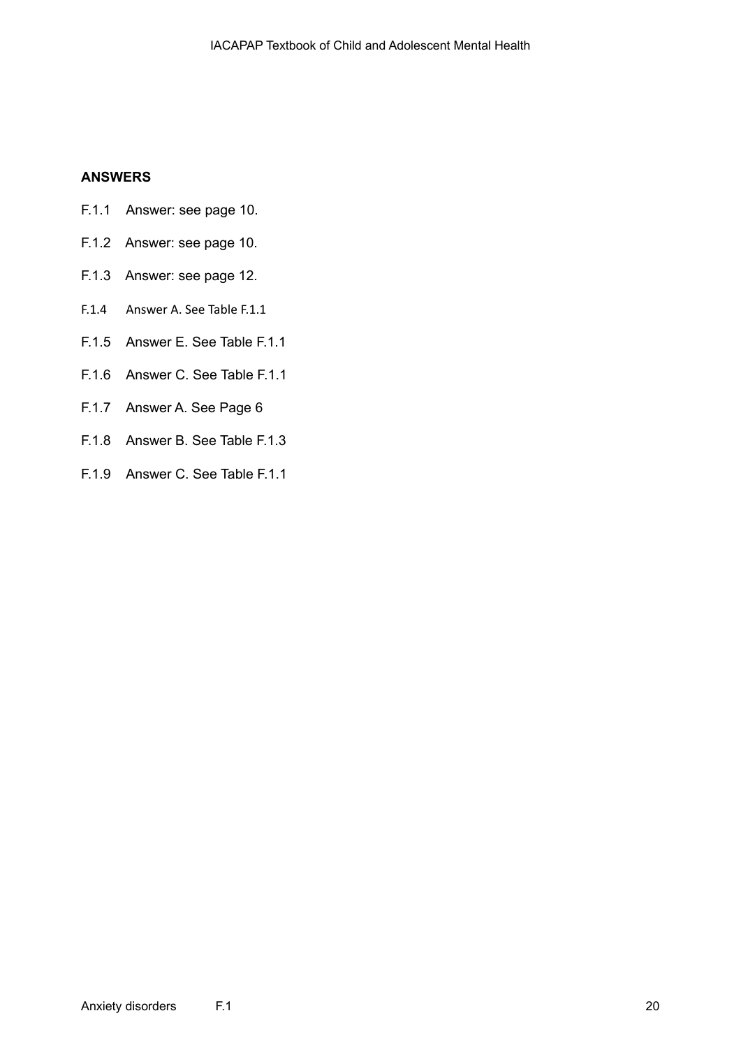**ANSWERS**

F.1.1 Answer: see page 10.

F.1.2 Answer: see page 10.

F.1.3 Answer: see page 12.

F.1.4 Answer A. See Table F.1.1

F.1.5 Answer E. See Table F.1.1

F.1.6 Answer C. See Table F.1.1

F.1.7 Answer A. See Page 6

F.1.8 Answer B. See Table F.1.3

F.1.9 Answer C. See Table F.1.1